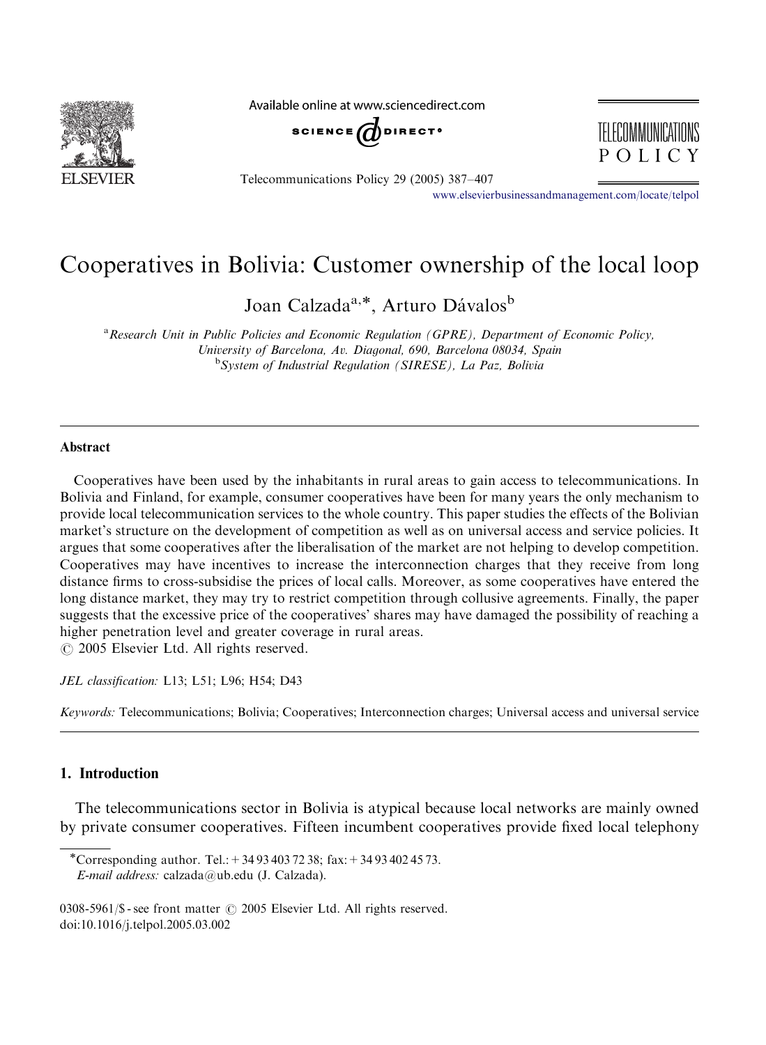# Cooperatives in Bolivia: Customer ownership of the local loop

Joan Calzada[a,*], Arturo Dávalos[b]

[a]Research Unit in Public Policies and Economic Regulation (GPRE), Department of Economic Policy, University of Barcelona, Av. Diagonal, 690, Barcelona 08034, Spain

[b]System of Industrial Regulation (SIRESE), La Paz, Bolivia

## Abstract

Cooperatives have been used by the inhabitants in rural areas to gain access to telecommunications. In Bolivia and Finland, for example, consumer cooperatives have been for many years the only mechanism to provide local telecommunication services to the whole country. This paper studies the effects of the Bolivian market's structure on the development of competition as well as on universal access and service policies. It argues that some cooperatives after the liberalisation of the market are not helping to develop competition. Cooperatives may have incentives to increase the interconnection charges that they receive from long distance firms to cross-subsidise the prices of local calls. Moreover, as some cooperatives have entered the long distance market, they may try to restrict competition through collusive agreements. Finally, the paper suggests that the excessive price of the cooperatives' shares may have damaged the possibility of reaching a higher penetration level and greater coverage in rural areas.

© 2005 Elsevier Ltd. All rights reserved.

*JEL classification:* L13; L51; L96; H54; D43

*Keywords:* Telecommunications; Bolivia; Cooperatives; Interconnection charges; Universal access and universal service

## 1. Introduction

The telecommunications sector in Bolivia is atypical because local networks are mainly owned by private consumer cooperatives. Fifteen incumbent cooperatives provide fixed local telephony

*Corresponding author. Tel.: +34 93 403 72 38; fax: +34 93 402 45 73.
*E-mail address:* calzada@ub.edu (J. Calzada).

0308-5961/$ - see front matter © 2005 Elsevier Ltd. All rights reserved.
doi:10.1016/j.telpol.2005.03.002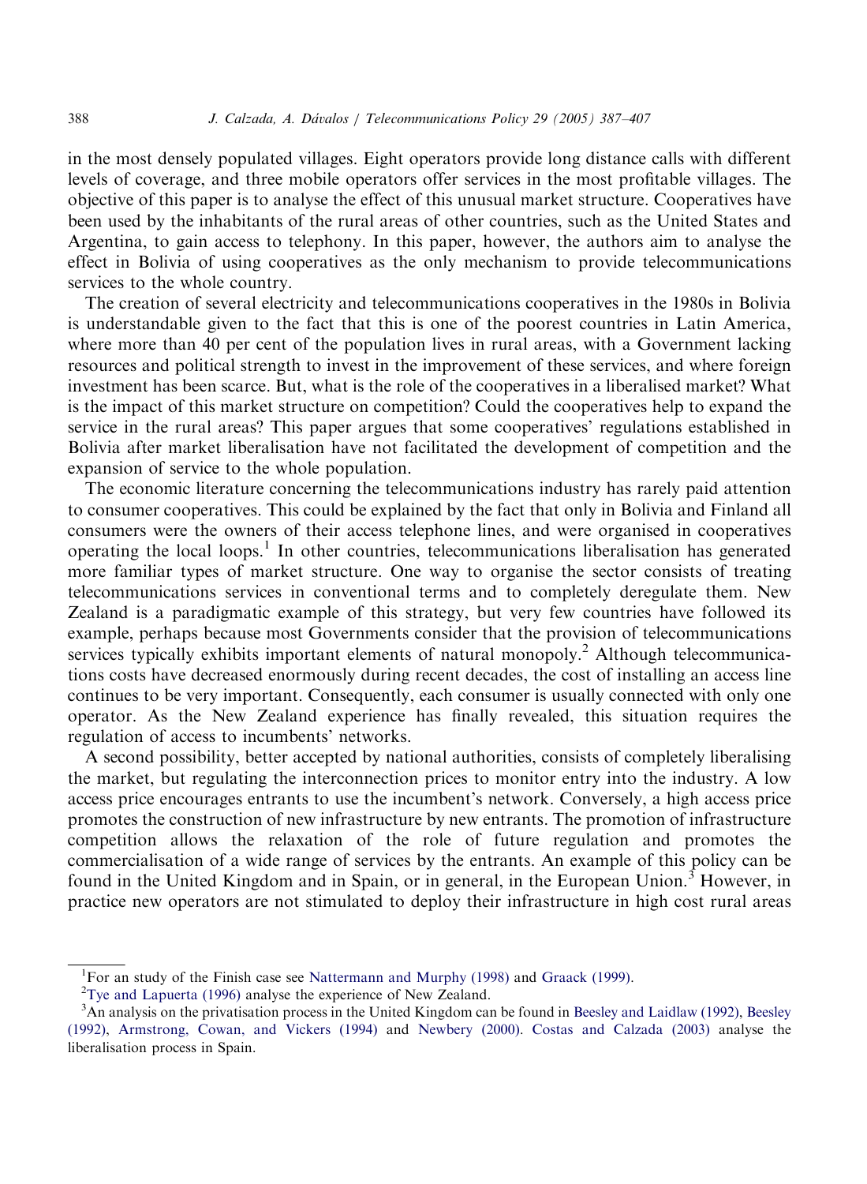in the most densely populated villages. Eight operators provide long distance calls with different levels of coverage, and three mobile operators offer services in the most profitable villages. The objective of this paper is to analyse the effect of this unusual market structure. Cooperatives have been used by the inhabitants of the rural areas of other countries, such as the United States and Argentina, to gain access to telephony. In this paper, however, the authors aim to analyse the effect in Bolivia of using cooperatives as the only mechanism to provide telecommunications services to the whole country.

The creation of several electricity and telecommunications cooperatives in the 1980s in Bolivia is understandable given to the fact that this is one of the poorest countries in Latin America, where more than 40 per cent of the population lives in rural areas, with a Government lacking resources and political strength to invest in the improvement of these services, and where foreign investment has been scarce. But, what is the role of the cooperatives in a liberalised market? What is the impact of this market structure on competition? Could the cooperatives help to expand the service in the rural areas? This paper argues that some cooperatives' regulations established in Bolivia after market liberalisation have not facilitated the development of competition and the expansion of service to the whole population.

The economic literature concerning the telecommunications industry has rarely paid attention to consumer cooperatives. This could be explained by the fact that only in Bolivia and Finland all consumers were the owners of their access telephone lines, and were organised in cooperatives operating the local loops.[1] In other countries, telecommunications liberalisation has generated more familiar types of market structure. One way to organise the sector consists of treating telecommunications services in conventional terms and to completely deregulate them. New Zealand is a paradigmatic example of this strategy, but very few countries have followed its example, perhaps because most Governments consider that the provision of telecommunications services typically exhibits important elements of natural monopoly.[2] Although telecommunications costs have decreased enormously during recent decades, the cost of installing an access line continues to be very important. Consequently, each consumer is usually connected with only one operator. As the New Zealand experience has finally revealed, this situation requires the regulation of access to incumbents' networks.

A second possibility, better accepted by national authorities, consists of completely liberalising the market, but regulating the interconnection prices to monitor entry into the industry. A low access price encourages entrants to use the incumbent's network. Conversely, a high access price promotes the construction of new infrastructure by new entrants. The promotion of infrastructure competition allows the relaxation of the role of future regulation and promotes the commercialisation of a wide range of services by the entrants. An example of this policy can be found in the United Kingdom and in Spain, or in general, in the European Union.[3] However, in practice new operators are not stimulated to deploy their infrastructure in high cost rural areas

---

[1] For an study of the Finish case see Nattermann and Murphy (1998) and Graack (1999).

[2] Tye and Lapuerta (1996) analyse the experience of New Zealand.

[3] An analysis on the privatisation process in the United Kingdom can be found in Beesley and Laidlaw (1992), Beesley (1992), Armstrong, Cowan, and Vickers (1994) and Newbery (2000). Costas and Calzada (2003) analyse the liberalisation process in Spain.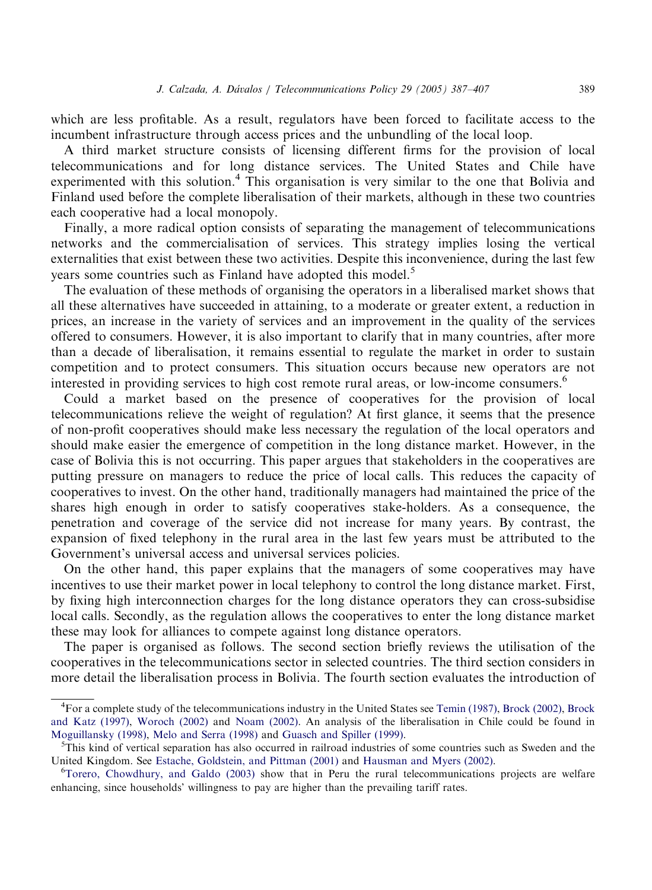which are less profitable. As a result, regulators have been forced to facilitate access to the incumbent infrastructure through access prices and the unbundling of the local loop.

A third market structure consists of licensing different firms for the provision of local telecommunications and for long distance services. The United States and Chile have experimented with this solution.[4] This organisation is very similar to the one that Bolivia and Finland used before the complete liberalisation of their markets, although in these two countries each cooperative had a local monopoly.

Finally, a more radical option consists of separating the management of telecommunications networks and the commercialisation of services. This strategy implies losing the vertical externalities that exist between these two activities. Despite this inconvenience, during the last few years some countries such as Finland have adopted this model.[5]

The evaluation of these methods of organising the operators in a liberalised market shows that all these alternatives have succeeded in attaining, to a moderate or greater extent, a reduction in prices, an increase in the variety of services and an improvement in the quality of the services offered to consumers. However, it is also important to clarify that in many countries, after more than a decade of liberalisation, it remains essential to regulate the market in order to sustain competition and to protect consumers. This situation occurs because new operators are not interested in providing services to high cost remote rural areas, or low-income consumers.[6]

Could a market based on the presence of cooperatives for the provision of local telecommunications relieve the weight of regulation? At first glance, it seems that the presence of non-profit cooperatives should make less necessary the regulation of the local operators and should make easier the emergence of competition in the long distance market. However, in the case of Bolivia this is not occurring. This paper argues that stakeholders in the cooperatives are putting pressure on managers to reduce the price of local calls. This reduces the capacity of cooperatives to invest. On the other hand, traditionally managers had maintained the price of the shares high enough in order to satisfy cooperatives stake-holders. As a consequence, the penetration and coverage of the service did not increase for many years. By contrast, the expansion of fixed telephony in the rural area in the last few years must be attributed to the Government's universal access and universal services policies.

On the other hand, this paper explains that the managers of some cooperatives may have incentives to use their market power in local telephony to control the long distance market. First, by fixing high interconnection charges for the long distance operators they can cross-subsidise local calls. Secondly, as the regulation allows the cooperatives to enter the long distance market these may look for alliances to compete against long distance operators.

The paper is organised as follows. The second section briefly reviews the utilisation of the cooperatives in the telecommunications sector in selected countries. The third section considers in more detail the liberalisation process in Bolivia. The fourth section evaluates the introduction of

---

[4] For a complete study of the telecommunications industry in the United States see Temin (1987), Brock (2002), Brock and Katz (1997), Woroch (2002) and Noam (2002). An analysis of the liberalisation in Chile could be found in Moguillansky (1998), Melo and Serra (1998) and Guasch and Spiller (1999).

[5] This kind of vertical separation has also occurred in railroad industries of some countries such as Sweden and the United Kingdom. See Estache, Goldstein, and Pittman (2001) and Hausman and Myers (2002).

[6] Torero, Chowdhury, and Galdo (2003) show that in Peru the rural telecommunications projects are welfare enhancing, since households' willingness to pay are higher than the prevailing tariff rates.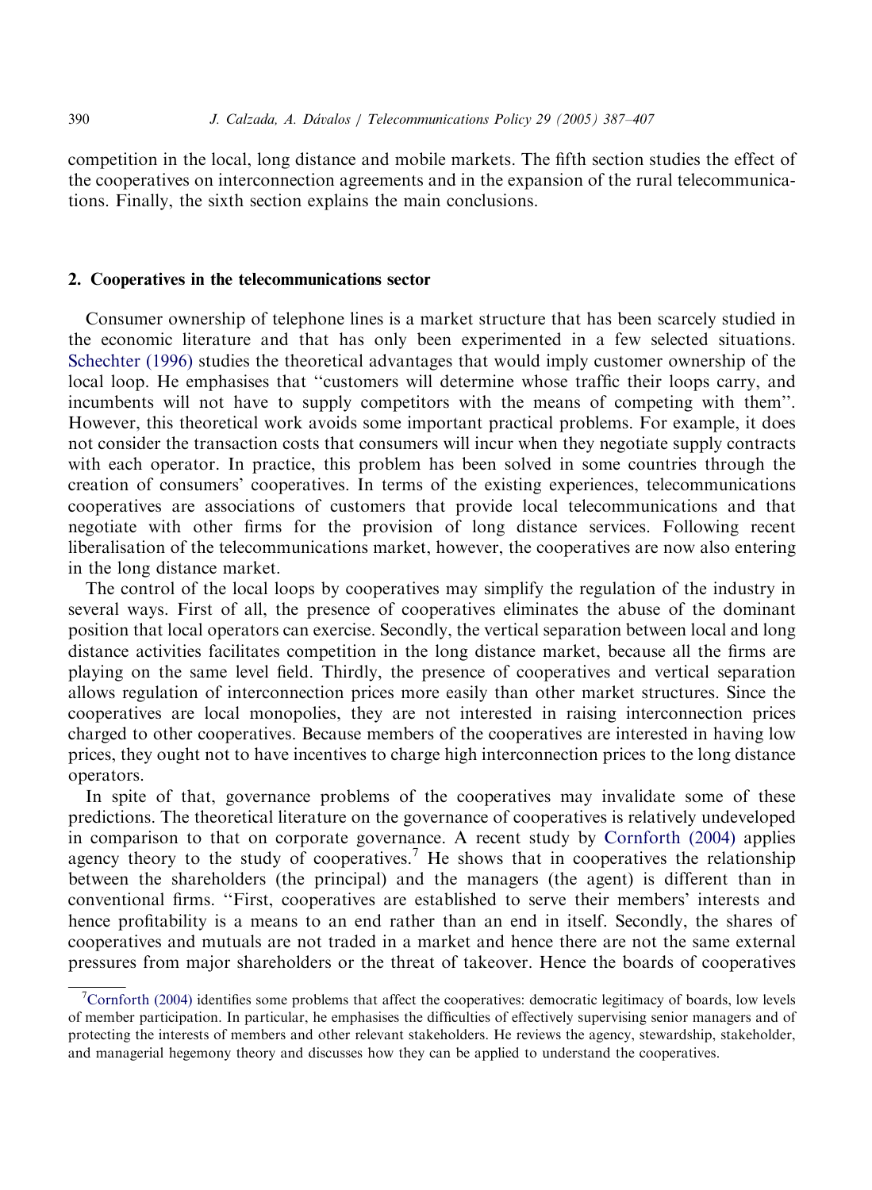competition in the local, long distance and mobile markets. The fifth section studies the effect of the cooperatives on interconnection agreements and in the expansion of the rural telecommunications. Finally, the sixth section explains the main conclusions.

## 2. Cooperatives in the telecommunications sector

Consumer ownership of telephone lines is a market structure that has been scarcely studied in the economic literature and that has only been experimented in a few selected situations. Schechter (1996) studies the theoretical advantages that would imply customer ownership of the local loop. He emphasises that "customers will determine whose traffic their loops carry, and incumbents will not have to supply competitors with the means of competing with them". However, this theoretical work avoids some important practical problems. For example, it does not consider the transaction costs that consumers will incur when they negotiate supply contracts with each operator. In practice, this problem has been solved in some countries through the creation of consumers' cooperatives. In terms of the existing experiences, telecommunications cooperatives are associations of customers that provide local telecommunications and that negotiate with other firms for the provision of long distance services. Following recent liberalisation of the telecommunications market, however, the cooperatives are now also entering in the long distance market.

The control of the local loops by cooperatives may simplify the regulation of the industry in several ways. First of all, the presence of cooperatives eliminates the abuse of the dominant position that local operators can exercise. Secondly, the vertical separation between local and long distance activities facilitates competition in the long distance market, because all the firms are playing on the same level field. Thirdly, the presence of cooperatives and vertical separation allows regulation of interconnection prices more easily than other market structures. Since the cooperatives are local monopolies, they are not interested in raising interconnection prices charged to other cooperatives. Because members of the cooperatives are interested in having low prices, they ought not to have incentives to charge high interconnection prices to the long distance operators.

In spite of that, governance problems of the cooperatives may invalidate some of these predictions. The theoretical literature on the governance of cooperatives is relatively undeveloped in comparison to that on corporate governance. A recent study by Cornforth (2004) applies agency theory to the study of cooperatives.[7] He shows that in cooperatives the relationship between the shareholders (the principal) and the managers (the agent) is different than in conventional firms. "First, cooperatives are established to serve their members' interests and hence profitability is a means to an end rather than an end in itself. Secondly, the shares of cooperatives and mutuals are not traded in a market and hence there are not the same external pressures from major shareholders or the threat of takeover. Hence the boards of cooperatives

[7] Cornforth (2004) identifies some problems that affect the cooperatives: democratic legitimacy of boards, low levels of member participation. In particular, he emphasises the difficulties of effectively supervising senior managers and of protecting the interests of members and other relevant stakeholders. He reviews the agency, stewardship, stakeholder, and managerial hegemony theory and discusses how they can be applied to understand the cooperatives.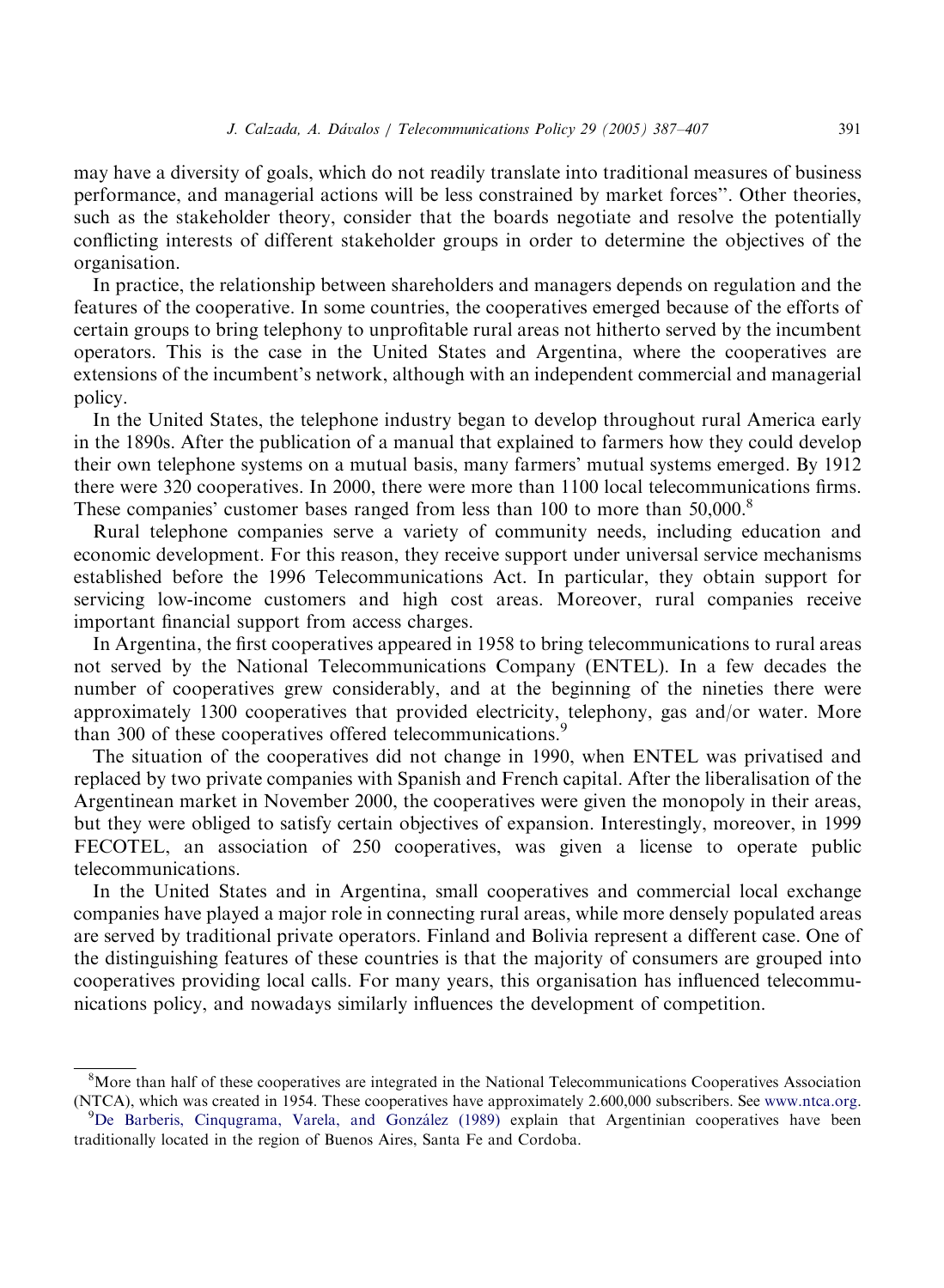may have a diversity of goals, which do not readily translate into traditional measures of business performance, and managerial actions will be less constrained by market forces''. Other theories, such as the stakeholder theory, consider that the boards negotiate and resolve the potentially conflicting interests of different stakeholder groups in order to determine the objectives of the organisation.

In practice, the relationship between shareholders and managers depends on regulation and the features of the cooperative. In some countries, the cooperatives emerged because of the efforts of certain groups to bring telephony to unprofitable rural areas not hitherto served by the incumbent operators. This is the case in the United States and Argentina, where the cooperatives are extensions of the incumbent's network, although with an independent commercial and managerial policy.

In the United States, the telephone industry began to develop throughout rural America early in the 1890s. After the publication of a manual that explained to farmers how they could develop their own telephone systems on a mutual basis, many farmers' mutual systems emerged. By 1912 there were 320 cooperatives. In 2000, there were more than 1100 local telecommunications firms. These companies' customer bases ranged from less than 100 to more than 50,000.[8]

Rural telephone companies serve a variety of community needs, including education and economic development. For this reason, they receive support under universal service mechanisms established before the 1996 Telecommunications Act. In particular, they obtain support for servicing low-income customers and high cost areas. Moreover, rural companies receive important financial support from access charges.

In Argentina, the first cooperatives appeared in 1958 to bring telecommunications to rural areas not served by the National Telecommunications Company (ENTEL). In a few decades the number of cooperatives grew considerably, and at the beginning of the nineties there were approximately 1300 cooperatives that provided electricity, telephony, gas and/or water. More than 300 of these cooperatives offered telecommunications.[9]

The situation of the cooperatives did not change in 1990, when ENTEL was privatised and replaced by two private companies with Spanish and French capital. After the liberalisation of the Argentinean market in November 2000, the cooperatives were given the monopoly in their areas, but they were obliged to satisfy certain objectives of expansion. Interestingly, moreover, in 1999 FECOTEL, an association of 250 cooperatives, was given a license to operate public telecommunications.

In the United States and in Argentina, small cooperatives and commercial local exchange companies have played a major role in connecting rural areas, while more densely populated areas are served by traditional private operators. Finland and Bolivia represent a different case. One of the distinguishing features of these countries is that the majority of consumers are grouped into cooperatives providing local calls. For many years, this organisation has influenced telecommunications policy, and nowadays similarly influences the development of competition.

---

[8] More than half of these cooperatives are integrated in the National Telecommunications Cooperatives Association (NTCA), which was created in 1954. These cooperatives have approximately 2.600,000 subscribers. See www.ntca.org.

[9] De Barberis, Cinqugrama, Varela, and González (1989) explain that Argentinian cooperatives have been traditionally located in the region of Buenos Aires, Santa Fe and Cordoba.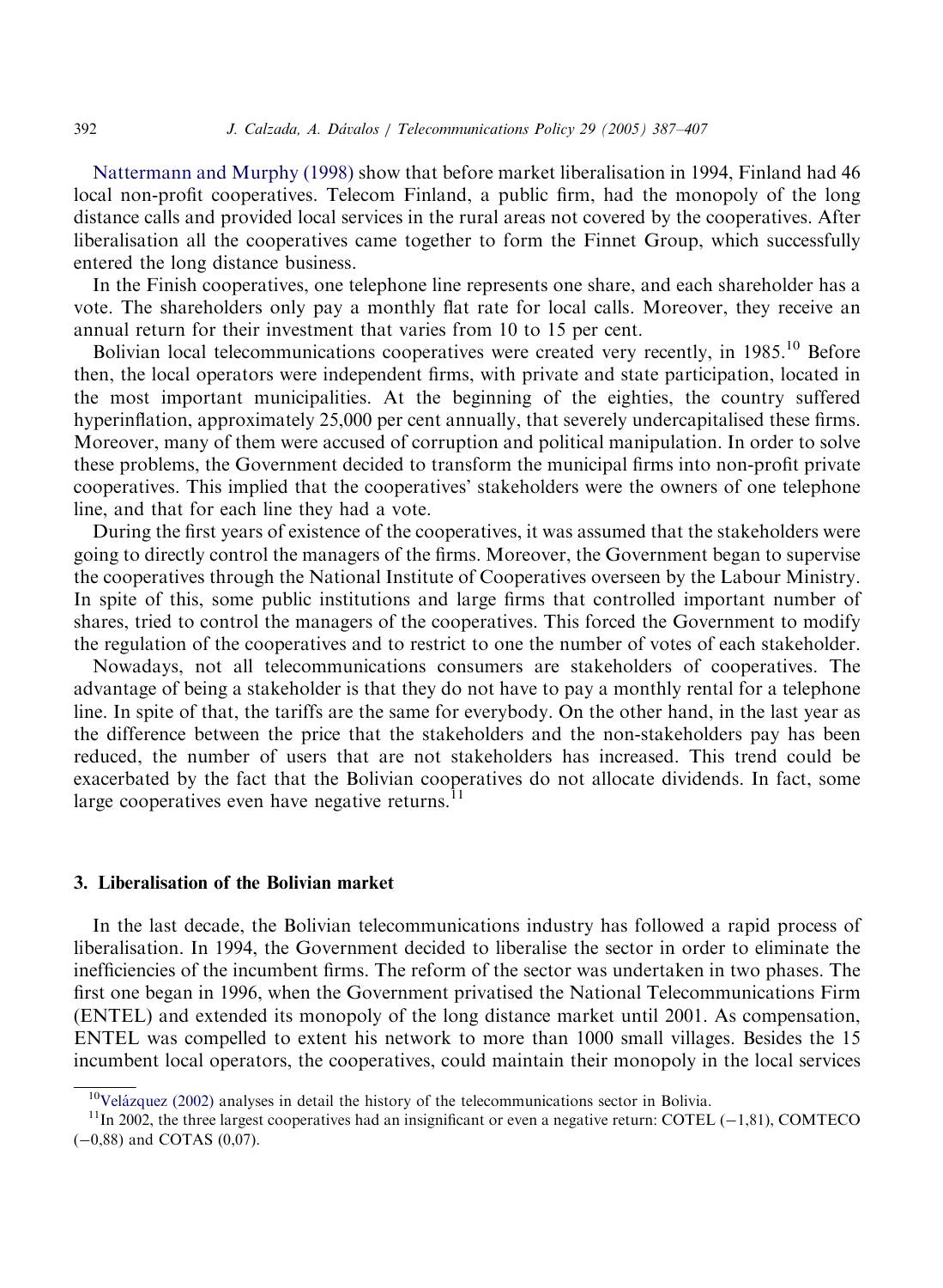Nattermann and Murphy (1998) show that before market liberalisation in 1994, Finland had 46 local non-profit cooperatives. Telecom Finland, a public firm, had the monopoly of the long distance calls and provided local services in the rural areas not covered by the cooperatives. After liberalisation all the cooperatives came together to form the Finnet Group, which successfully entered the long distance business.

In the Finish cooperatives, one telephone line represents one share, and each shareholder has a vote. The shareholders only pay a monthly flat rate for local calls. Moreover, they receive an annual return for their investment that varies from 10 to 15 per cent.

Bolivian local telecommunications cooperatives were created very recently, in 1985.[10] Before then, the local operators were independent firms, with private and state participation, located in the most important municipalities. At the beginning of the eighties, the country suffered hyperinflation, approximately 25,000 per cent annually, that severely undercapitalised these firms. Moreover, many of them were accused of corruption and political manipulation. In order to solve these problems, the Government decided to transform the municipal firms into non-profit private cooperatives. This implied that the cooperatives' stakeholders were the owners of one telephone line, and that for each line they had a vote.

During the first years of existence of the cooperatives, it was assumed that the stakeholders were going to directly control the managers of the firms. Moreover, the Government began to supervise the cooperatives through the National Institute of Cooperatives overseen by the Labour Ministry. In spite of this, some public institutions and large firms that controlled important number of shares, tried to control the managers of the cooperatives. This forced the Government to modify the regulation of the cooperatives and to restrict to one the number of votes of each stakeholder.

Nowadays, not all telecommunications consumers are stakeholders of cooperatives. The advantage of being a stakeholder is that they do not have to pay a monthly rental for a telephone line. In spite of that, the tariffs are the same for everybody. On the other hand, in the last year as the difference between the price that the stakeholders and the non-stakeholders pay has been reduced, the number of users that are not stakeholders has increased. This trend could be exacerbated by the fact that the Bolivian cooperatives do not allocate dividends. In fact, some large cooperatives even have negative returns.[11]

## 3. Liberalisation of the Bolivian market

In the last decade, the Bolivian telecommunications industry has followed a rapid process of liberalisation. In 1994, the Government decided to liberalise the sector in order to eliminate the inefficiencies of the incumbent firms. The reform of the sector was undertaken in two phases. The first one began in 1996, when the Government privatised the National Telecommunications Firm (ENTEL) and extended its monopoly of the long distance market until 2001. As compensation, ENTEL was compelled to extent his network to more than 1000 small villages. Besides the 15 incumbent local operators, the cooperatives, could maintain their monopoly in the local services

[10] Velázquez (2002) analyses in detail the history of the telecommunications sector in Bolivia.

[11] In 2002, the three largest cooperatives had an insignificant or even a negative return: COTEL (−1,81), COMTECO (−0,88) and COTAS (0,07).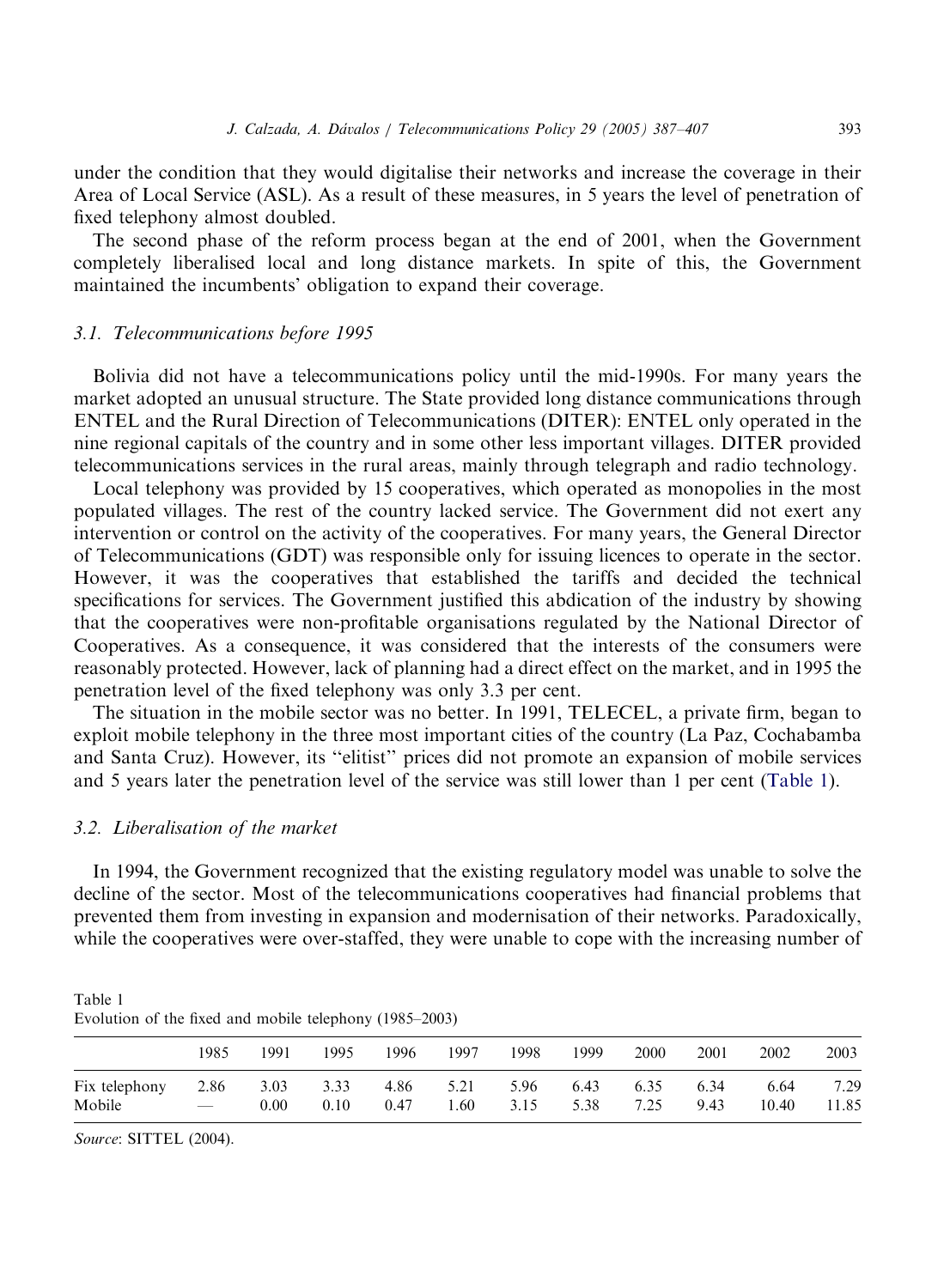under the condition that they would digitalise their networks and increase the coverage in their Area of Local Service (ASL). As a result of these measures, in 5 years the level of penetration of fixed telephony almost doubled.

The second phase of the reform process began at the end of 2001, when the Government completely liberalised local and long distance markets. In spite of this, the Government maintained the incumbents' obligation to expand their coverage.

### *3.1. Telecommunications before 1995*

Bolivia did not have a telecommunications policy until the mid-1990s. For many years the market adopted an unusual structure. The State provided long distance communications through ENTEL and the Rural Direction of Telecommunications (DITER): ENTEL only operated in the nine regional capitals of the country and in some other less important villages. DITER provided telecommunications services in the rural areas, mainly through telegraph and radio technology.

Local telephony was provided by 15 cooperatives, which operated as monopolies in the most populated villages. The rest of the country lacked service. The Government did not exert any intervention or control on the activity of the cooperatives. For many years, the General Director of Telecommunications (GDT) was responsible only for issuing licences to operate in the sector. However, it was the cooperatives that established the tariffs and decided the technical specifications for services. The Government justified this abdication of the industry by showing that the cooperatives were non-profitable organisations regulated by the National Director of Cooperatives. As a consequence, it was considered that the interests of the consumers were reasonably protected. However, lack of planning had a direct effect on the market, and in 1995 the penetration level of the fixed telephony was only 3.3 per cent.

The situation in the mobile sector was no better. In 1991, TELECEL, a private firm, began to exploit mobile telephony in the three most important cities of the country (La Paz, Cochabamba and Santa Cruz). However, its "elitist" prices did not promote an expansion of mobile services and 5 years later the penetration level of the service was still lower than 1 per cent (Table 1).

### *3.2. Liberalisation of the market*

In 1994, the Government recognized that the existing regulatory model was unable to solve the decline of the sector. Most of the telecommunications cooperatives had financial problems that prevented them from investing in expansion and modernisation of their networks. Paradoxically, while the cooperatives were over-staffed, they were unable to cope with the increasing number of

Table 1
Evolution of the fixed and mobile telephony (1985–2003)

| | 1985 | 1991 | 1995 | 1996 | 1997 | 1998 | 1999 | 2000 | 2001 | 2002 | 2003 |
|---|---|---|---|---|---|---|---|---|---|---|---|
| Fix telephony | 2.86 | 3.03 | 3.33 | 4.86 | 5.21 | 5.96 | 6.43 | 6.35 | 6.34 | 6.64 | 7.29 |
| Mobile | — | 0.00 | 0.10 | 0.47 | 1.60 | 3.15 | 5.38 | 7.25 | 9.43 | 10.40 | 11.85 |

*Source*: SITTEL (2004).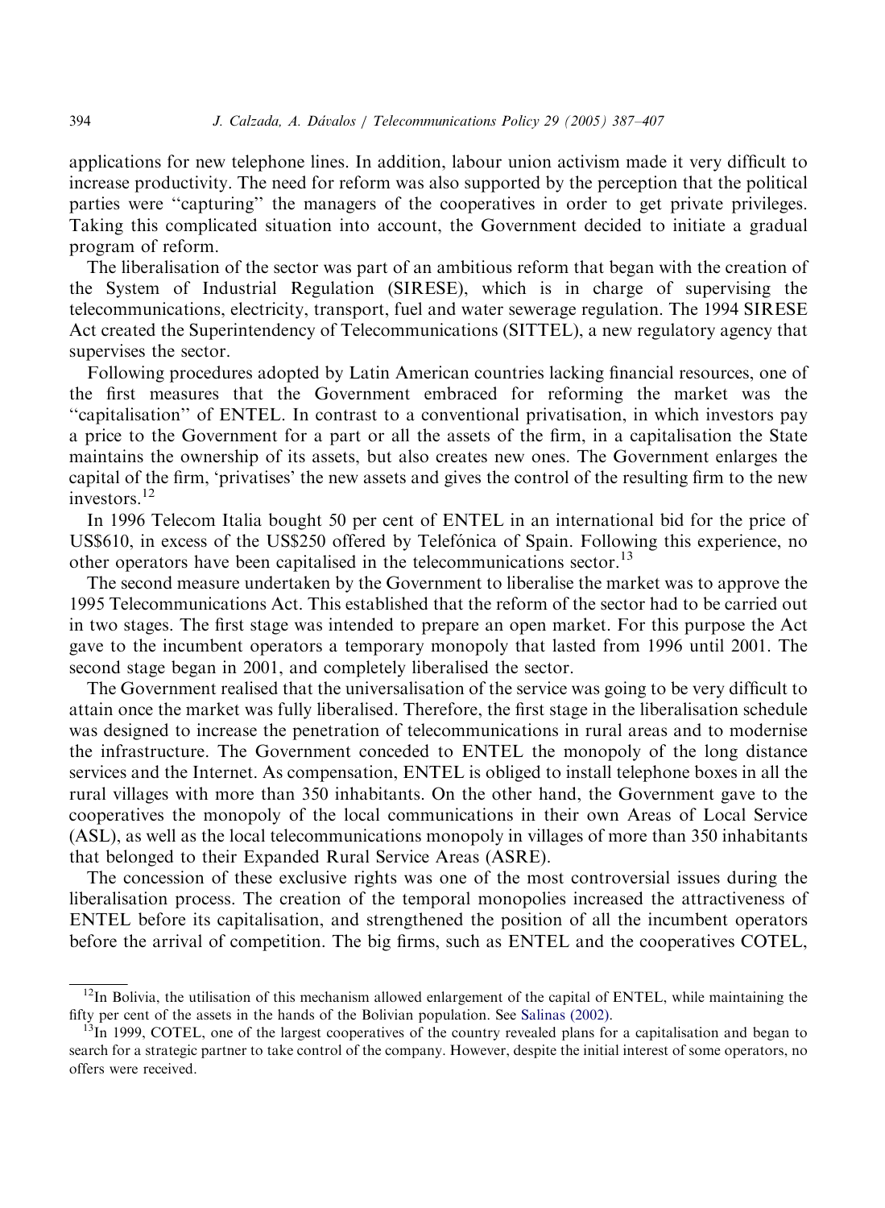applications for new telephone lines. In addition, labour union activism made it very difficult to increase productivity. The need for reform was also supported by the perception that the political parties were "capturing" the managers of the cooperatives in order to get private privileges. Taking this complicated situation into account, the Government decided to initiate a gradual program of reform.

The liberalisation of the sector was part of an ambitious reform that began with the creation of the System of Industrial Regulation (SIRESE), which is in charge of supervising the telecommunications, electricity, transport, fuel and water sewerage regulation. The 1994 SIRESE Act created the Superintendency of Telecommunications (SITTEL), a new regulatory agency that supervises the sector.

Following procedures adopted by Latin American countries lacking financial resources, one of the first measures that the Government embraced for reforming the market was the "capitalisation" of ENTEL. In contrast to a conventional privatisation, in which investors pay a price to the Government for a part or all the assets of the firm, in a capitalisation the State maintains the ownership of its assets, but also creates new ones. The Government enlarges the capital of the firm, 'privatises' the new assets and gives the control of the resulting firm to the new investors.[12]

In 1996 Telecom Italia bought 50 per cent of ENTEL in an international bid for the price of US$610, in excess of the US$250 offered by Telefónica of Spain. Following this experience, no other operators have been capitalised in the telecommunications sector.[13]

The second measure undertaken by the Government to liberalise the market was to approve the 1995 Telecommunications Act. This established that the reform of the sector had to be carried out in two stages. The first stage was intended to prepare an open market. For this purpose the Act gave to the incumbent operators a temporary monopoly that lasted from 1996 until 2001. The second stage began in 2001, and completely liberalised the sector.

The Government realised that the universalisation of the service was going to be very difficult to attain once the market was fully liberalised. Therefore, the first stage in the liberalisation schedule was designed to increase the penetration of telecommunications in rural areas and to modernise the infrastructure. The Government conceded to ENTEL the monopoly of the long distance services and the Internet. As compensation, ENTEL is obliged to install telephone boxes in all the rural villages with more than 350 inhabitants. On the other hand, the Government gave to the cooperatives the monopoly of the local communications in their own Areas of Local Service (ASL), as well as the local telecommunications monopoly in villages of more than 350 inhabitants that belonged to their Expanded Rural Service Areas (ASRE).

The concession of these exclusive rights was one of the most controversial issues during the liberalisation process. The creation of the temporal monopolies increased the attractiveness of ENTEL before its capitalisation, and strengthened the position of all the incumbent operators before the arrival of competition. The big firms, such as ENTEL and the cooperatives COTEL,

---

[12] In Bolivia, the utilisation of this mechanism allowed enlargement of the capital of ENTEL, while maintaining the fifty per cent of the assets in the hands of the Bolivian population. See Salinas (2002).

[13] In 1999, COTEL, one of the largest cooperatives of the country revealed plans for a capitalisation and began to search for a strategic partner to take control of the company. However, despite the initial interest of some operators, no offers were received.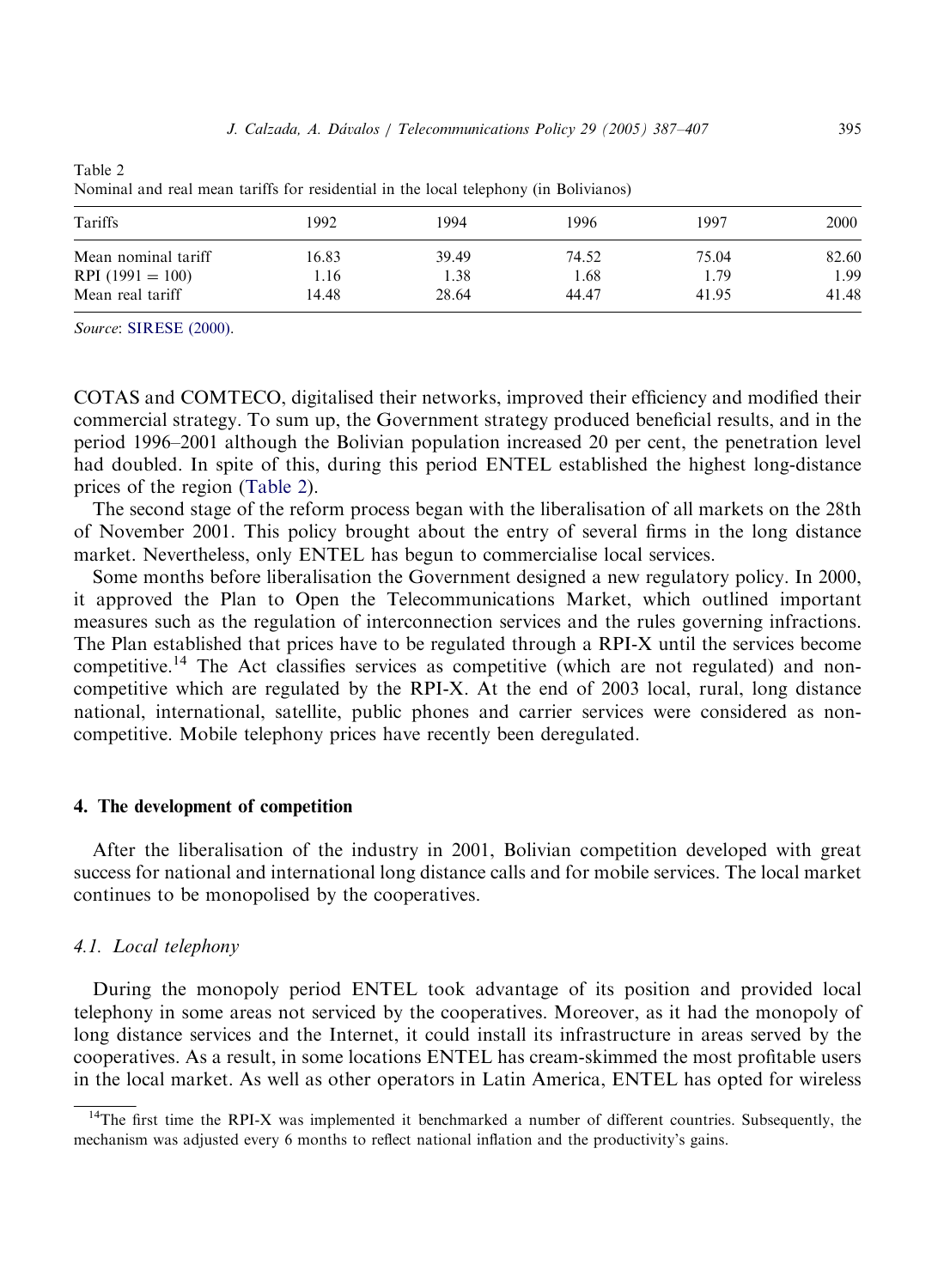Table 2
Nominal and real mean tariffs for residential in the local telephony (in Bolivianos)

| Tariffs | 1992 | 1994 | 1996 | 1997 | 2000 |
|---|---|---|---|---|---|
| Mean nominal tariff | 16.83 | 39.49 | 74.52 | 75.04 | 82.60 |
| RPI (1991 = 100) | 1.16 | 1.38 | 1.68 | 1.79 | 1.99 |
| Mean real tariff | 14.48 | 28.64 | 44.47 | 41.95 | 41.48 |

*Source*: SIRESE (2000).

COTAS and COMTECO, digitalised their networks, improved their efficiency and modified their commercial strategy. To sum up, the Government strategy produced beneficial results, and in the period 1996–2001 although the Bolivian population increased 20 per cent, the penetration level had doubled. In spite of this, during this period ENTEL established the highest long-distance prices of the region (Table 2).

The second stage of the reform process began with the liberalisation of all markets on the 28th of November 2001. This policy brought about the entry of several firms in the long distance market. Nevertheless, only ENTEL has begun to commercialise local services.

Some months before liberalisation the Government designed a new regulatory policy. In 2000, it approved the Plan to Open the Telecommunications Market, which outlined important measures such as the regulation of interconnection services and the rules governing infractions. The Plan established that prices have to be regulated through a RPI-X until the services become competitive.[14] The Act classifies services as competitive (which are not regulated) and non-competitive which are regulated by the RPI-X. At the end of 2003 local, rural, long distance national, international, satellite, public phones and carrier services were considered as non-competitive. Mobile telephony prices have recently been deregulated.

## 4. The development of competition

After the liberalisation of the industry in 2001, Bolivian competition developed with great success for national and international long distance calls and for mobile services. The local market continues to be monopolised by the cooperatives.

### 4.1. Local telephony

During the monopoly period ENTEL took advantage of its position and provided local telephony in some areas not serviced by the cooperatives. Moreover, as it had the monopoly of long distance services and the Internet, it could install its infrastructure in areas served by the cooperatives. As a result, in some locations ENTEL has cream-skimmed the most profitable users in the local market. As well as other operators in Latin America, ENTEL has opted for wireless

[14] The first time the RPI-X was implemented it benchmarked a number of different countries. Subsequently, the mechanism was adjusted every 6 months to reflect national inflation and the productivity's gains.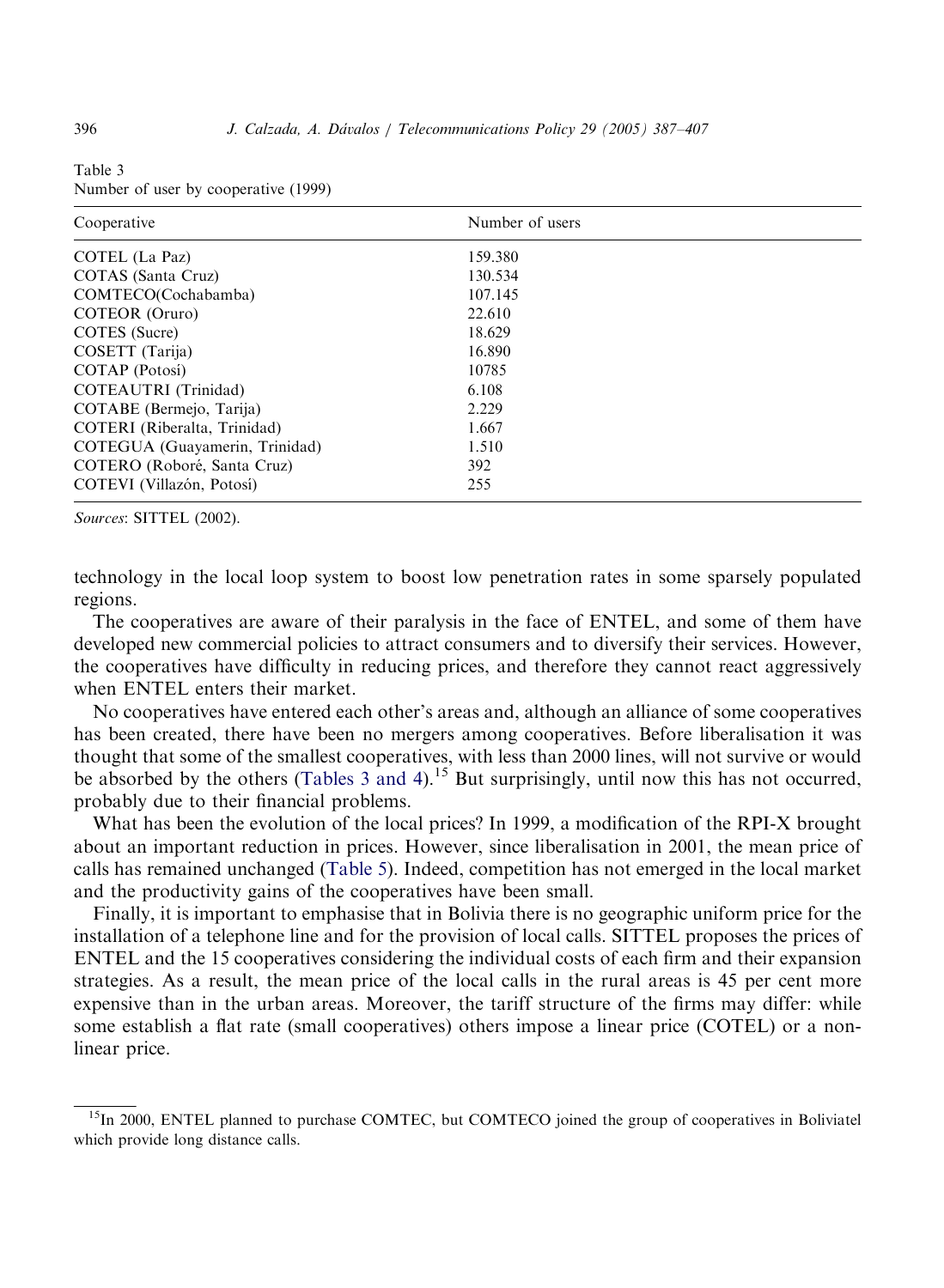Table 3
Number of user by cooperative (1999)

| Cooperative | Number of users |
|---|---|
| COTEL (La Paz) | 159.380 |
| COTAS (Santa Cruz) | 130.534 |
| COMTECO(Cochabamba) | 107.145 |
| COTEOR (Oruro) | 22.610 |
| COTES (Sucre) | 18.629 |
| COSETT (Tarija) | 16.890 |
| COTAP (Potosi) | 10785 |
| COTEAUTRI (Trinidad) | 6.108 |
| COTABE (Bermejo, Tarija) | 2.229 |
| COTERI (Riberalta, Trinidad) | 1.667 |
| COTEGUA (Guayamerin, Trinidad) | 1.510 |
| COTERO (Roboré, Santa Cruz) | 392 |
| COTEVI (Villazón, Potosí) | 255 |

*Sources*: SITTEL (2002).

technology in the local loop system to boost low penetration rates in some sparsely populated regions.

The cooperatives are aware of their paralysis in the face of ENTEL, and some of them have developed new commercial policies to attract consumers and to diversify their services. However, the cooperatives have difficulty in reducing prices, and therefore they cannot react aggressively when ENTEL enters their market.

No cooperatives have entered each other's areas and, although an alliance of some cooperatives has been created, there have been no mergers among cooperatives. Before liberalisation it was thought that some of the smallest cooperatives, with less than 2000 lines, will not survive or would be absorbed by the others (Tables 3 and 4).[15] But surprisingly, until now this has not occurred, probably due to their financial problems.

What has been the evolution of the local prices? In 1999, a modification of the RPI-X brought about an important reduction in prices. However, since liberalisation in 2001, the mean price of calls has remained unchanged (Table 5). Indeed, competition has not emerged in the local market and the productivity gains of the cooperatives have been small.

Finally, it is important to emphasise that in Bolivia there is no geographic uniform price for the installation of a telephone line and for the provision of local calls. SITTEL proposes the prices of ENTEL and the 15 cooperatives considering the individual costs of each firm and their expansion strategies. As a result, the mean price of the local calls in the rural areas is 45 per cent more expensive than in the urban areas. Moreover, the tariff structure of the firms may differ: while some establish a flat rate (small cooperatives) others impose a linear price (COTEL) or a non-linear price.

[15] In 2000, ENTEL planned to purchase COMTEC, but COMTECO joined the group of cooperatives in Boliviatel which provide long distance calls.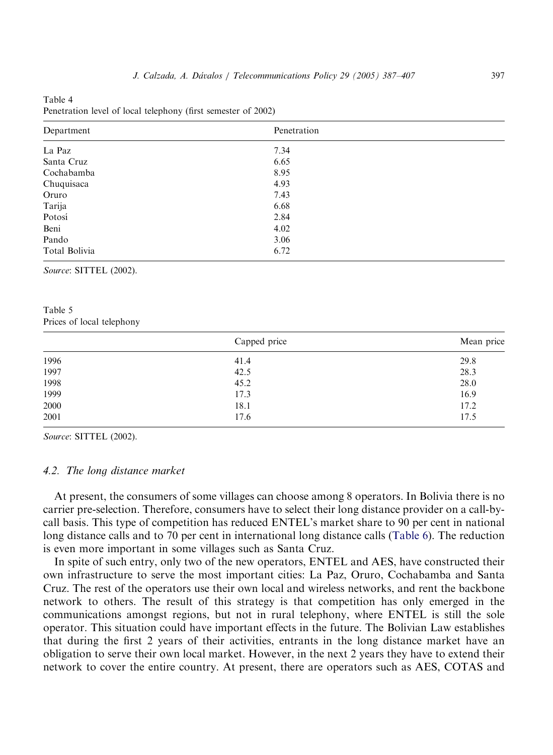Table 4
Penetration level of local telephony (first semester of 2002)

| Department | Penetration |
| --- | --- |
| La Paz | 7.34 |
| Santa Cruz | 6.65 |
| Cochabamba | 8.95 |
| Chuquisaca | 4.93 |
| Oruro | 7.43 |
| Tarija | 6.68 |
| Potosí | 2.84 |
| Beni | 4.02 |
| Pando | 3.06 |
| Total Bolivia | 6.72 |

*Source*: SITTEL (2002).

Table 5
Prices of local telephony

| | Capped price | Mean price |
| --- | --- | --- |
| 1996 | 41.4 | 29.8 |
| 1997 | 42.5 | 28.3 |
| 1998 | 45.2 | 28.0 |
| 1999 | 17.3 | 16.9 |
| 2000 | 18.1 | 17.2 |
| 2001 | 17.6 | 17.5 |

*Source*: SITTEL (2002).

### *4.2. The long distance market*

At present, the consumers of some villages can choose among 8 operators. In Bolivia there is no carrier pre-selection. Therefore, consumers have to select their long distance provider on a call-by-call basis. This type of competition has reduced ENTEL's market share to 90 per cent in national long distance calls and to 70 per cent in international long distance calls (Table 6). The reduction is even more important in some villages such as Santa Cruz.

In spite of such entry, only two of the new operators, ENTEL and AES, have constructed their own infrastructure to serve the most important cities: La Paz, Oruro, Cochabamba and Santa Cruz. The rest of the operators use their own local and wireless networks, and rent the backbone network to others. The result of this strategy is that competition has only emerged in the communications amongst regions, but not in rural telephony, where ENTEL is still the sole operator. This situation could have important effects in the future. The Bolivian Law establishes that during the first 2 years of their activities, entrants in the long distance market have an obligation to serve their own local market. However, in the next 2 years they have to extend their network to cover the entire country. At present, there are operators such as AES, COTAS and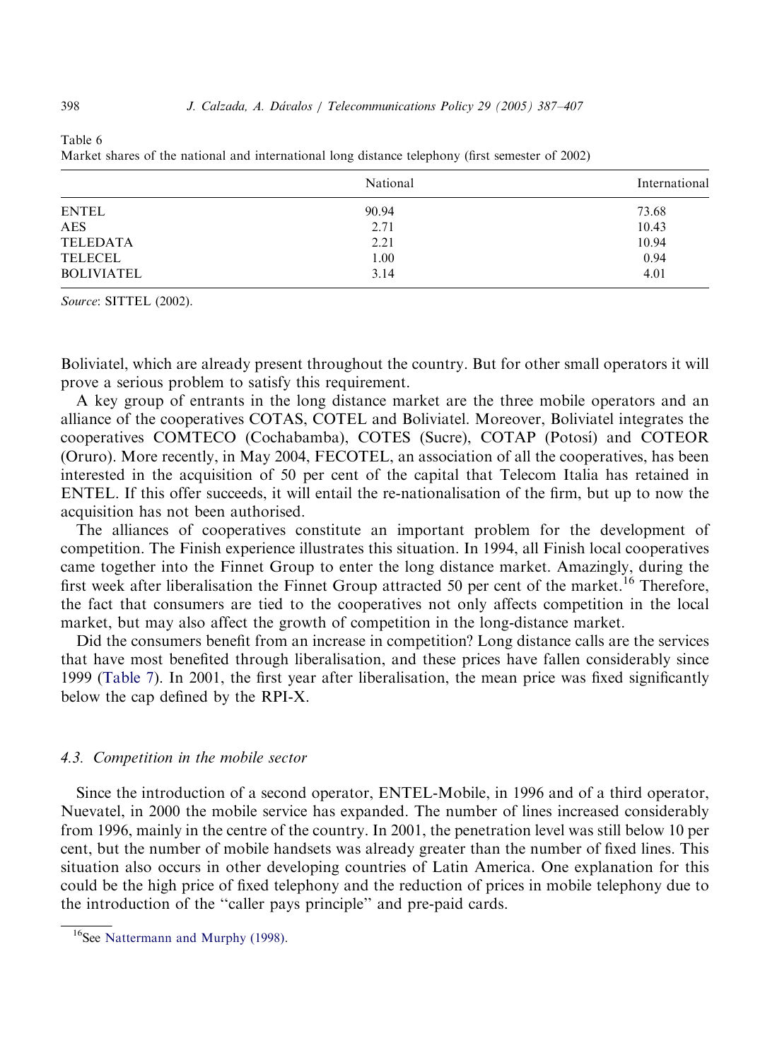Table 6
Market shares of the national and international long distance telephony (first semester of 2002)

| | National | International |
|---|---|---|
| ENTEL | 90.94 | 73.68 |
| AES | 2.71 | 10.43 |
| TELEDATA | 2.21 | 10.94 |
| TELECEL | 1.00 | 0.94 |
| BOLIVIATEL | 3.14 | 4.01 |

*Source*: SITTEL (2002).

Boliviatel, which are already present throughout the country. But for other small operators it will prove a serious problem to satisfy this requirement.

A key group of entrants in the long distance market are the three mobile operators and an alliance of the cooperatives COTAS, COTEL and Boliviatel. Moreover, Boliviatel integrates the cooperatives COMTECO (Cochabamba), COTES (Sucre), COTAP (Potosí) and COTEOR (Oruro). More recently, in May 2004, FECOTEL, an association of all the cooperatives, has been interested in the acquisition of 50 per cent of the capital that Telecom Italia has retained in ENTEL. If this offer succeeds, it will entail the re-nationalisation of the firm, but up to now the acquisition has not been authorised.

The alliances of cooperatives constitute an important problem for the development of competition. The Finish experience illustrates this situation. In 1994, all Finish local cooperatives came together into the Finnet Group to enter the long distance market. Amazingly, during the first week after liberalisation the Finnet Group attracted 50 per cent of the market.[16] Therefore, the fact that consumers are tied to the cooperatives not only affects competition in the local market, but may also affect the growth of competition in the long-distance market.

Did the consumers benefit from an increase in competition? Long distance calls are the services that have most benefited through liberalisation, and these prices have fallen considerably since 1999 (Table 7). In 2001, the first year after liberalisation, the mean price was fixed significantly below the cap defined by the RPI-X.

### 4.3. Competition in the mobile sector

Since the introduction of a second operator, ENTEL-Mobile, in 1996 and of a third operator, Nuevatel, in 2000 the mobile service has expanded. The number of lines increased considerably from 1996, mainly in the centre of the country. In 2001, the penetration level was still below 10 per cent, but the number of mobile handsets was already greater than the number of fixed lines. This situation also occurs in other developing countries of Latin America. One explanation for this could be the high price of fixed telephony and the reduction of prices in mobile telephony due to the introduction of the "caller pays principle" and pre-paid cards.

[16] See Nattermann and Murphy (1998).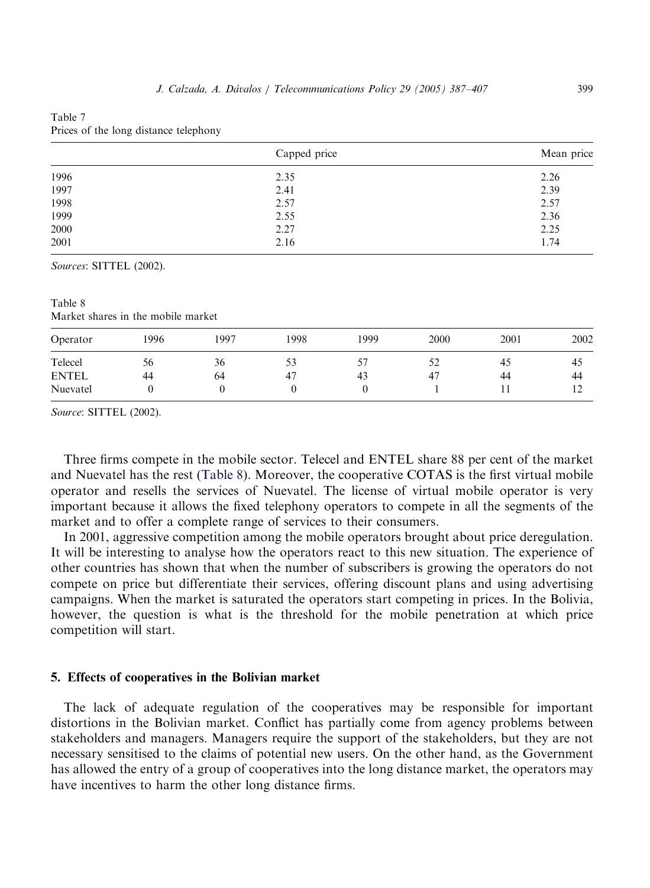Table 7
Prices of the long distance telephony

| | Capped price | Mean price |
|---|---|---|
| 1996 | 2.35 | 2.26 |
| 1997 | 2.41 | 2.39 |
| 1998 | 2.57 | 2.57 |
| 1999 | 2.55 | 2.36 |
| 2000 | 2.27 | 2.25 |
| 2001 | 2.16 | 1.74 |

*Sources*: SITTEL (2002).

Table 8
Market shares in the mobile market

| Operator | 1996 | 1997 | 1998 | 1999 | 2000 | 2001 | 2002 |
|---|---|---|---|---|---|---|---|
| Telecel | 56 | 36 | 53 | 57 | 52 | 45 | 45 |
| ENTEL | 44 | 64 | 47 | 43 | 47 | 44 | 44 |
| Nuevatel | 0 | 0 | 0 | 0 | 1 | 11 | 12 |

*Source*: SITTEL (2002).

Three firms compete in the mobile sector. Telecel and ENTEL share 88 per cent of the market and Nuevatel has the rest (Table 8). Moreover, the cooperative COTAS is the first virtual mobile operator and resells the services of Nuevatel. The license of virtual mobile operator is very important because it allows the fixed telephony operators to compete in all the segments of the market and to offer a complete range of services to their consumers.

In 2001, aggressive competition among the mobile operators brought about price deregulation. It will be interesting to analyse how the operators react to this new situation. The experience of other countries has shown that when the number of subscribers is growing the operators do not compete on price but differentiate their services, offering discount plans and using advertising campaigns. When the market is saturated the operators start competing in prices. In the Bolivia, however, the question is what is the threshold for the mobile penetration at which price competition will start.

## 5. Effects of cooperatives in the Bolivian market

The lack of adequate regulation of the cooperatives may be responsible for important distortions in the Bolivian market. Conflict has partially come from agency problems between stakeholders and managers. Managers require the support of the stakeholders, but they are not necessary sensitised to the claims of potential new users. On the other hand, as the Government has allowed the entry of a group of cooperatives into the long distance market, the operators may have incentives to harm the other long distance firms.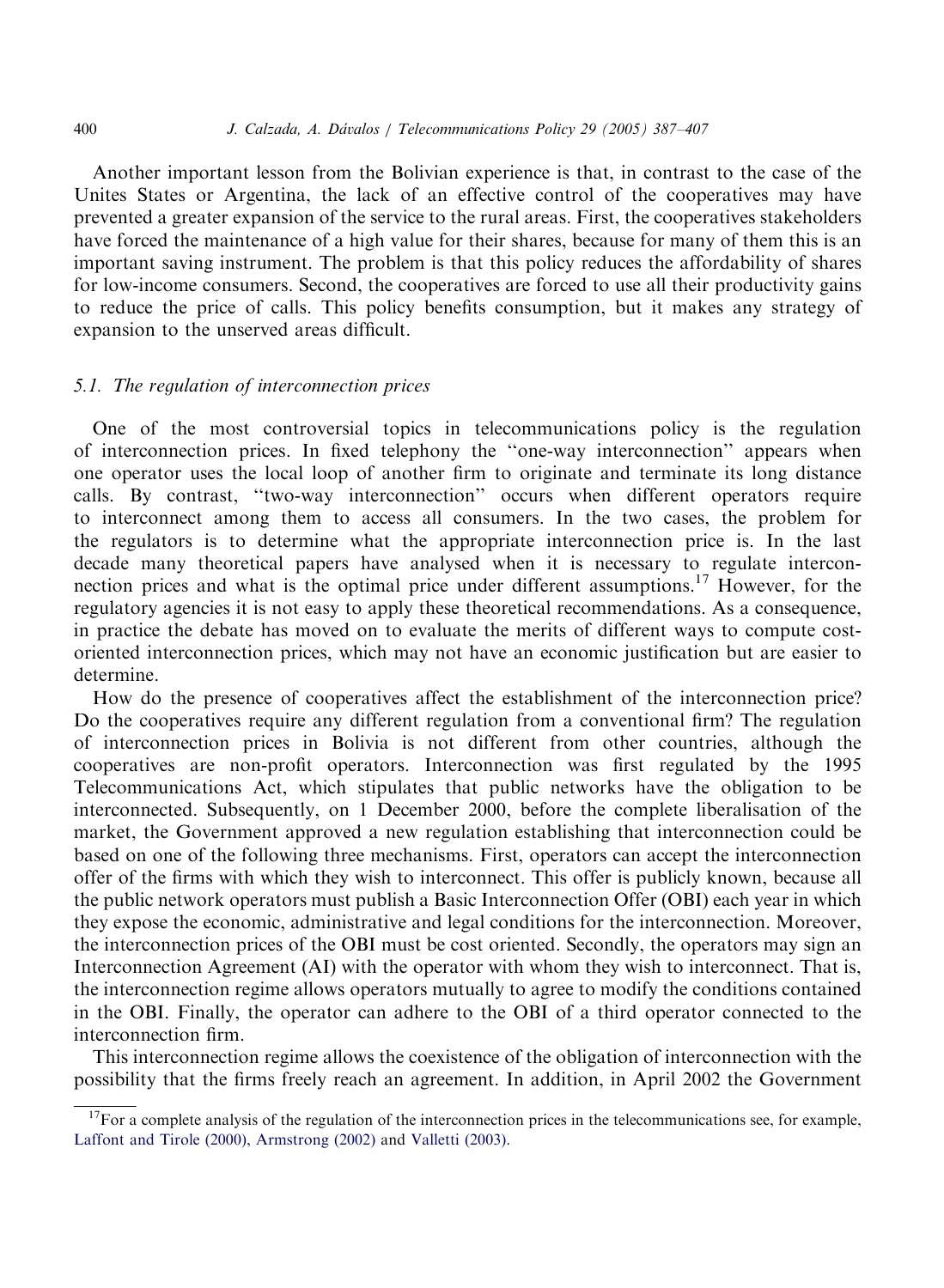Another important lesson from the Bolivian experience is that, in contrast to the case of the Unites States or Argentina, the lack of an effective control of the cooperatives may have prevented a greater expansion of the service to the rural areas. First, the cooperatives stakeholders have forced the maintenance of a high value for their shares, because for many of them this is an important saving instrument. The problem is that this policy reduces the affordability of shares for low-income consumers. Second, the cooperatives are forced to use all their productivity gains to reduce the price of calls. This policy benefits consumption, but it makes any strategy of expansion to the unserved areas difficult.

### 5.1. The regulation of interconnection prices

One of the most controversial topics in telecommunications policy is the regulation of interconnection prices. In fixed telephony the ''one-way interconnection'' appears when one operator uses the local loop of another firm to originate and terminate its long distance calls. By contrast, ''two-way interconnection'' occurs when different operators require to interconnect among them to access all consumers. In the two cases, the problem for the regulators is to determine what the appropriate interconnection price is. In the last decade many theoretical papers have analysed when it is necessary to regulate interconnection prices and what is the optimal price under different assumptions.[17] However, for the regulatory agencies it is not easy to apply these theoretical recommendations. As a consequence, in practice the debate has moved on to evaluate the merits of different ways to compute cost-oriented interconnection prices, which may not have an economic justification but are easier to determine.

How do the presence of cooperatives affect the establishment of the interconnection price? Do the cooperatives require any different regulation from a conventional firm? The regulation of interconnection prices in Bolivia is not different from other countries, although the cooperatives are non-profit operators. Interconnection was first regulated by the 1995 Telecommunications Act, which stipulates that public networks have the obligation to be interconnected. Subsequently, on 1 December 2000, before the complete liberalisation of the market, the Government approved a new regulation establishing that interconnection could be based on one of the following three mechanisms. First, operators can accept the interconnection offer of the firms with which they wish to interconnect. This offer is publicly known, because all the public network operators must publish a Basic Interconnection Offer (OBI) each year in which they expose the economic, administrative and legal conditions for the interconnection. Moreover, the interconnection prices of the OBI must be cost oriented. Secondly, the operators may sign an Interconnection Agreement (AI) with the operator with whom they wish to interconnect. That is, the interconnection regime allows operators mutually to agree to modify the conditions contained in the OBI. Finally, the operator can adhere to the OBI of a third operator connected to the interconnection firm.

This interconnection regime allows the coexistence of the obligation of interconnection with the possibility that the firms freely reach an agreement. In addition, in April 2002 the Government

---

[17] For a complete analysis of the regulation of the interconnection prices in the telecommunications see, for example, Laffont and Tirole (2000), Armstrong (2002) and Valletti (2003).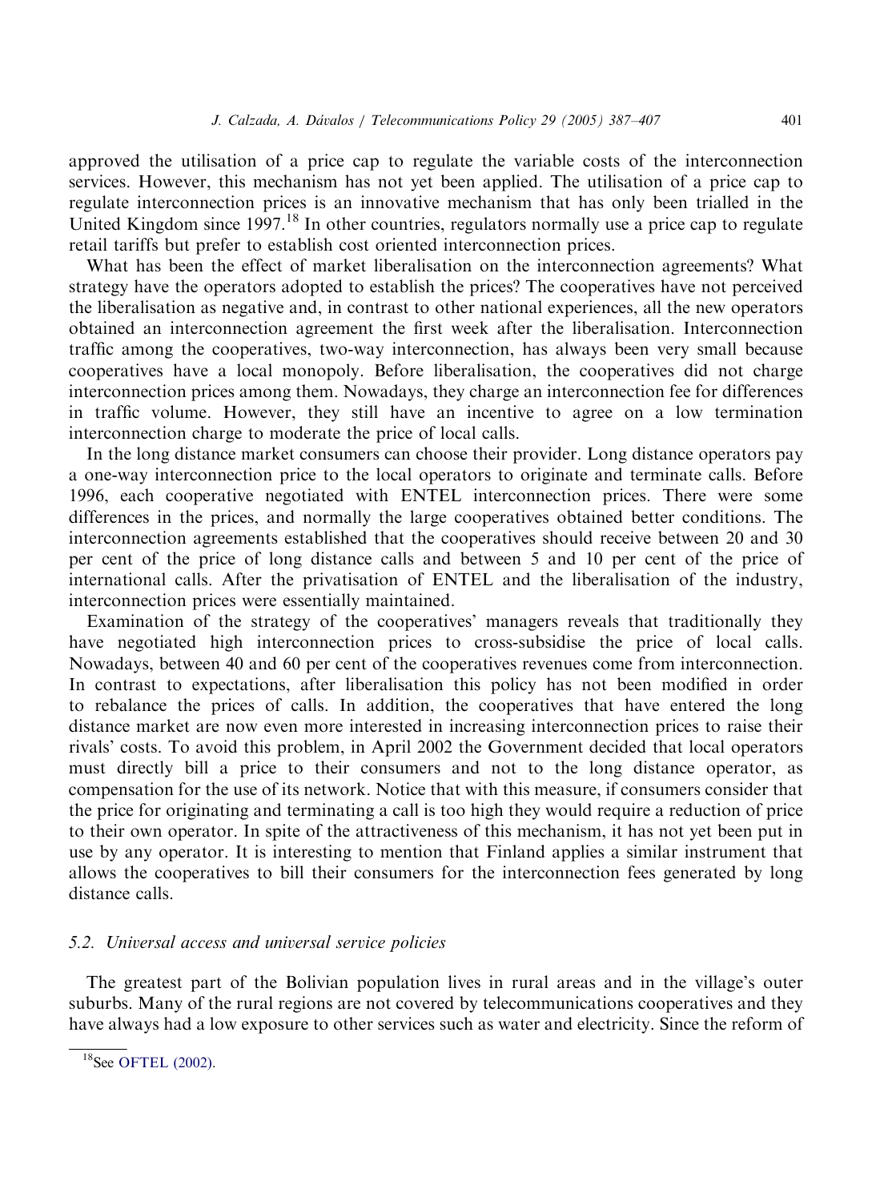approved the utilisation of a price cap to regulate the variable costs of the interconnection services. However, this mechanism has not yet been applied. The utilisation of a price cap to regulate interconnection prices is an innovative mechanism that has only been trialled in the United Kingdom since 1997.[18] In other countries, regulators normally use a price cap to regulate retail tariffs but prefer to establish cost oriented interconnection prices.

What has been the effect of market liberalisation on the interconnection agreements? What strategy have the operators adopted to establish the prices? The cooperatives have not perceived the liberalisation as negative and, in contrast to other national experiences, all the new operators obtained an interconnection agreement the first week after the liberalisation. Interconnection traffic among the cooperatives, two-way interconnection, has always been very small because cooperatives have a local monopoly. Before liberalisation, the cooperatives did not charge interconnection prices among them. Nowadays, they charge an interconnection fee for differences in traffic volume. However, they still have an incentive to agree on a low termination interconnection charge to moderate the price of local calls.

In the long distance market consumers can choose their provider. Long distance operators pay a one-way interconnection price to the local operators to originate and terminate calls. Before 1996, each cooperative negotiated with ENTEL interconnection prices. There were some differences in the prices, and normally the large cooperatives obtained better conditions. The interconnection agreements established that the cooperatives should receive between 20 and 30 per cent of the price of long distance calls and between 5 and 10 per cent of the price of international calls. After the privatisation of ENTEL and the liberalisation of the industry, interconnection prices were essentially maintained.

Examination of the strategy of the cooperatives' managers reveals that traditionally they have negotiated high interconnection prices to cross-subsidise the price of local calls. Nowadays, between 40 and 60 per cent of the cooperatives revenues come from interconnection. In contrast to expectations, after liberalisation this policy has not been modified in order to rebalance the prices of calls. In addition, the cooperatives that have entered the long distance market are now even more interested in increasing interconnection prices to raise their rivals' costs. To avoid this problem, in April 2002 the Government decided that local operators must directly bill a price to their consumers and not to the long distance operator, as compensation for the use of its network. Notice that with this measure, if consumers consider that the price for originating and terminating a call is too high they would require a reduction of price to their own operator. In spite of the attractiveness of this mechanism, it has not yet been put in use by any operator. It is interesting to mention that Finland applies a similar instrument that allows the cooperatives to bill their consumers for the interconnection fees generated by long distance calls.

### *5.2. Universal access and universal service policies*

The greatest part of the Bolivian population lives in rural areas and in the village's outer suburbs. Many of the rural regions are not covered by telecommunications cooperatives and they have always had a low exposure to other services such as water and electricity. Since the reform of

[18] See OFTEL (2002).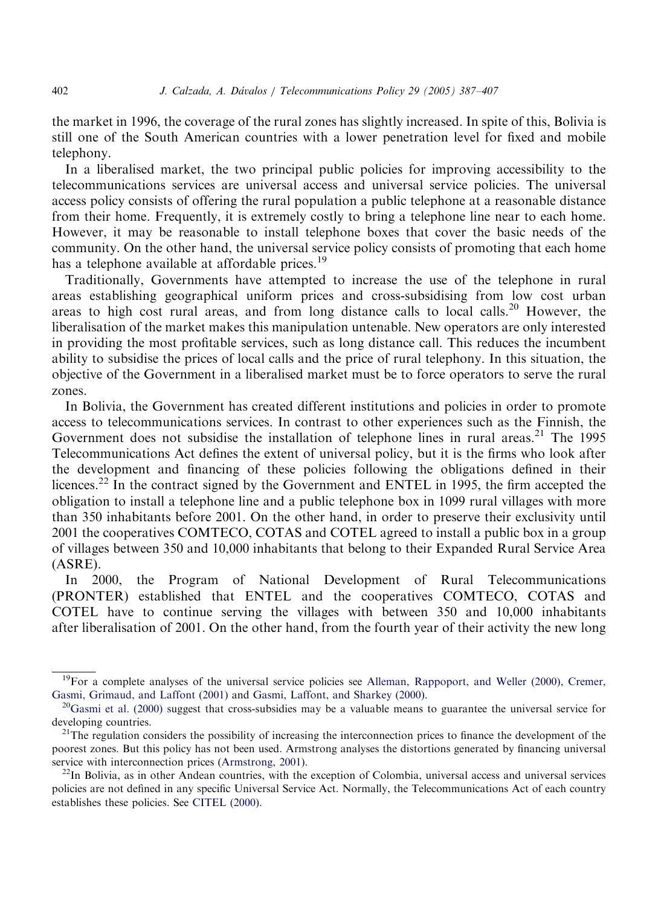the market in 1996, the coverage of the rural zones has slightly increased. In spite of this, Bolivia is still one of the South American countries with a lower penetration level for fixed and mobile telephony.

In a liberalised market, the two principal public policies for improving accessibility to the telecommunications services are universal access and universal service policies. The universal access policy consists of offering the rural population a public telephone at a reasonable distance from their home. Frequently, it is extremely costly to bring a telephone line near to each home. However, it may be reasonable to install telephone boxes that cover the basic needs of the community. On the other hand, the universal service policy consists of promoting that each home has a telephone available at affordable prices.[19]

Traditionally, Governments have attempted to increase the use of the telephone in rural areas establishing geographical uniform prices and cross-subsidising from low cost urban areas to high cost rural areas, and from long distance calls to local calls.[20] However, the liberalisation of the market makes this manipulation untenable. New operators are only interested in providing the most profitable services, such as long distance call. This reduces the incumbent ability to subsidise the prices of local calls and the price of rural telephony. In this situation, the objective of the Government in a liberalised market must be to force operators to serve the rural zones.

In Bolivia, the Government has created different institutions and policies in order to promote access to telecommunications services. In contrast to other experiences such as the Finnish, the Government does not subsidise the installation of telephone lines in rural areas.[21] The 1995 Telecommunications Act defines the extent of universal policy, but it is the firms who look after the development and financing of these policies following the obligations defined in their licences.[22] In the contract signed by the Government and ENTEL in 1995, the firm accepted the obligation to install a telephone line and a public telephone box in 1099 rural villages with more than 350 inhabitants before 2001. On the other hand, in order to preserve their exclusivity until 2001 the cooperatives COMTECO, COTAS and COTEL agreed to install a public box in a group of villages between 350 and 10,000 inhabitants that belong to their Expanded Rural Service Area (ASRE).

In 2000, the Program of National Development of Rural Telecommunications (PRONTER) established that ENTEL and the cooperatives COMTECO, COTAS and COTEL have to continue serving the villages with between 350 and 10,000 inhabitants after liberalisation of 2001. On the other hand, from the fourth year of their activity the new long

---

[19] For a complete analyses of the universal service policies see Alleman, Rappoport, and Weller (2000), Cremer, Gasmi, Grimaud, and Laffont (2001) and Gasmi, Laffont, and Sharkey (2000).

[20] Gasmi et al. (2000) suggest that cross-subsidies may be a valuable means to guarantee the universal service for developing countries.

[21] The regulation considers the possibility of increasing the interconnection prices to finance the development of the poorest zones. But this policy has not been used. Armstrong analyses the distortions generated by financing universal service with interconnection prices (Armstrong, 2001).

[22] In Bolivia, as in other Andean countries, with the exception of Colombia, universal access and universal services policies are not defined in any specific Universal Service Act. Normally, the Telecommunications Act of each country establishes these policies. See CITEL (2000).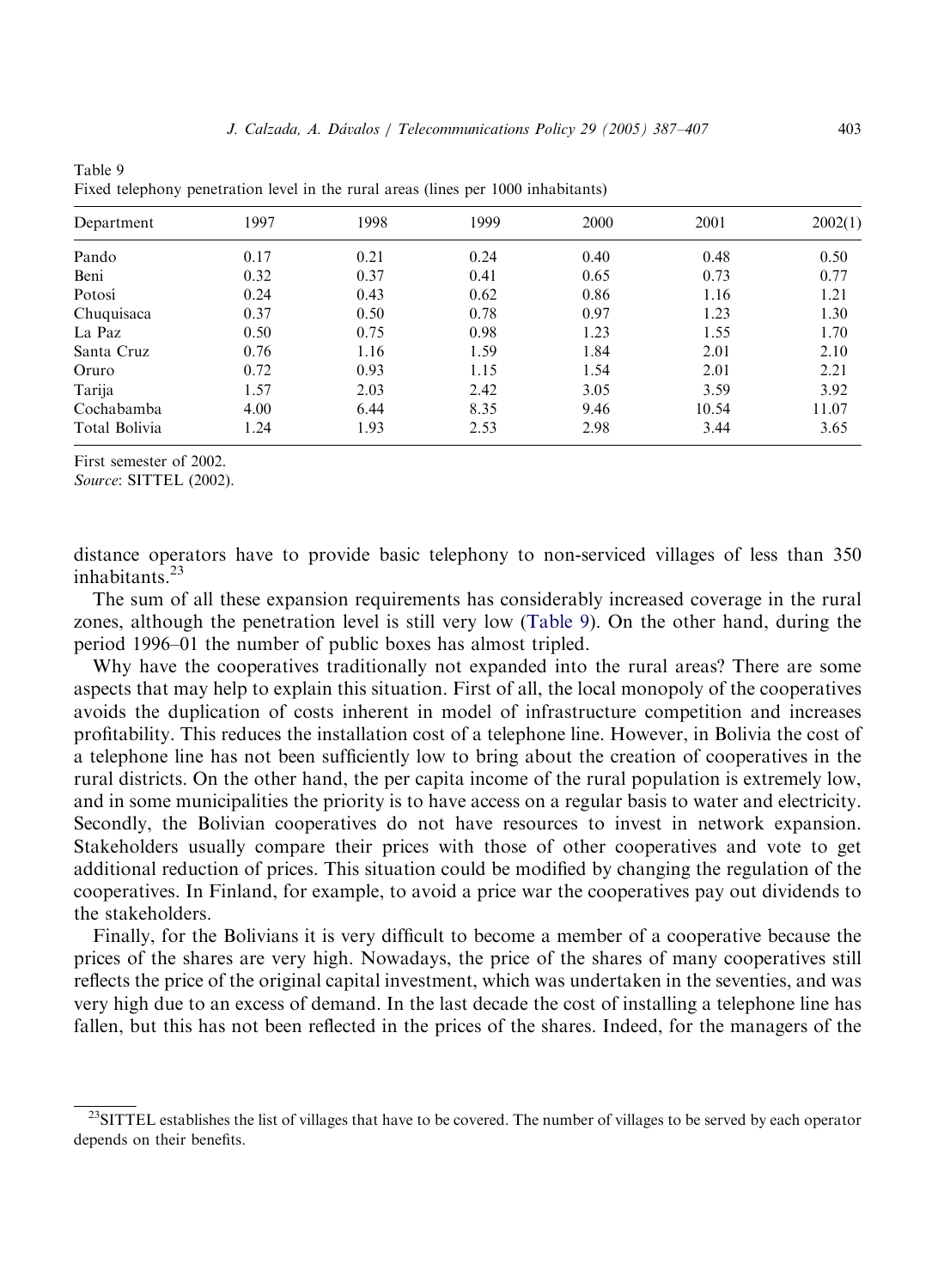Table 9
Fixed telephony penetration level in the rural areas (lines per 1000 inhabitants)

| Department | 1997 | 1998 | 1999 | 2000 | 2001 | 2002(1) |
|---|---|---|---|---|---|---|
| Pando | 0.17 | 0.21 | 0.24 | 0.40 | 0.48 | 0.50 |
| Beni | 0.32 | 0.37 | 0.41 | 0.65 | 0.73 | 0.77 |
| Potosí | 0.24 | 0.43 | 0.62 | 0.86 | 1.16 | 1.21 |
| Chuquisaca | 0.37 | 0.50 | 0.78 | 0.97 | 1.23 | 1.30 |
| La Paz | 0.50 | 0.75 | 0.98 | 1.23 | 1.55 | 1.70 |
| Santa Cruz | 0.76 | 1.16 | 1.59 | 1.84 | 2.01 | 2.10 |
| Oruro | 0.72 | 0.93 | 1.15 | 1.54 | 2.01 | 2.21 |
| Tarija | 1.57 | 2.03 | 2.42 | 3.05 | 3.59 | 3.92 |
| Cochabamba | 4.00 | 6.44 | 8.35 | 9.46 | 10.54 | 11.07 |
| Total Bolivia | 1.24 | 1.93 | 2.53 | 2.98 | 3.44 | 3.65 |

First semester of 2002.
*Source*: SITTEL (2002).

distance operators have to provide basic telephony to non-serviced villages of less than 350 inhabitants.[23]

The sum of all these expansion requirements has considerably increased coverage in the rural zones, although the penetration level is still very low (Table 9). On the other hand, during the period 1996–01 the number of public boxes has almost tripled.

Why have the cooperatives traditionally not expanded into the rural areas? There are some aspects that may help to explain this situation. First of all, the local monopoly of the cooperatives avoids the duplication of costs inherent in model of infrastructure competition and increases profitability. This reduces the installation cost of a telephone line. However, in Bolivia the cost of a telephone line has not been sufficiently low to bring about the creation of cooperatives in the rural districts. On the other hand, the per capita income of the rural population is extremely low, and in some municipalities the priority is to have access on a regular basis to water and electricity. Secondly, the Bolivian cooperatives do not have resources to invest in network expansion. Stakeholders usually compare their prices with those of other cooperatives and vote to get additional reduction of prices. This situation could be modified by changing the regulation of the cooperatives. In Finland, for example, to avoid a price war the cooperatives pay out dividends to the stakeholders.

Finally, for the Bolivians it is very difficult to become a member of a cooperative because the prices of the shares are very high. Nowadays, the price of the shares of many cooperatives still reflects the price of the original capital investment, which was undertaken in the seventies, and was very high due to an excess of demand. In the last decade the cost of installing a telephone line has fallen, but this has not been reflected in the prices of the shares. Indeed, for the managers of the

[23]SITTEL establishes the list of villages that have to be covered. The number of villages to be served by each operator depends on their benefits.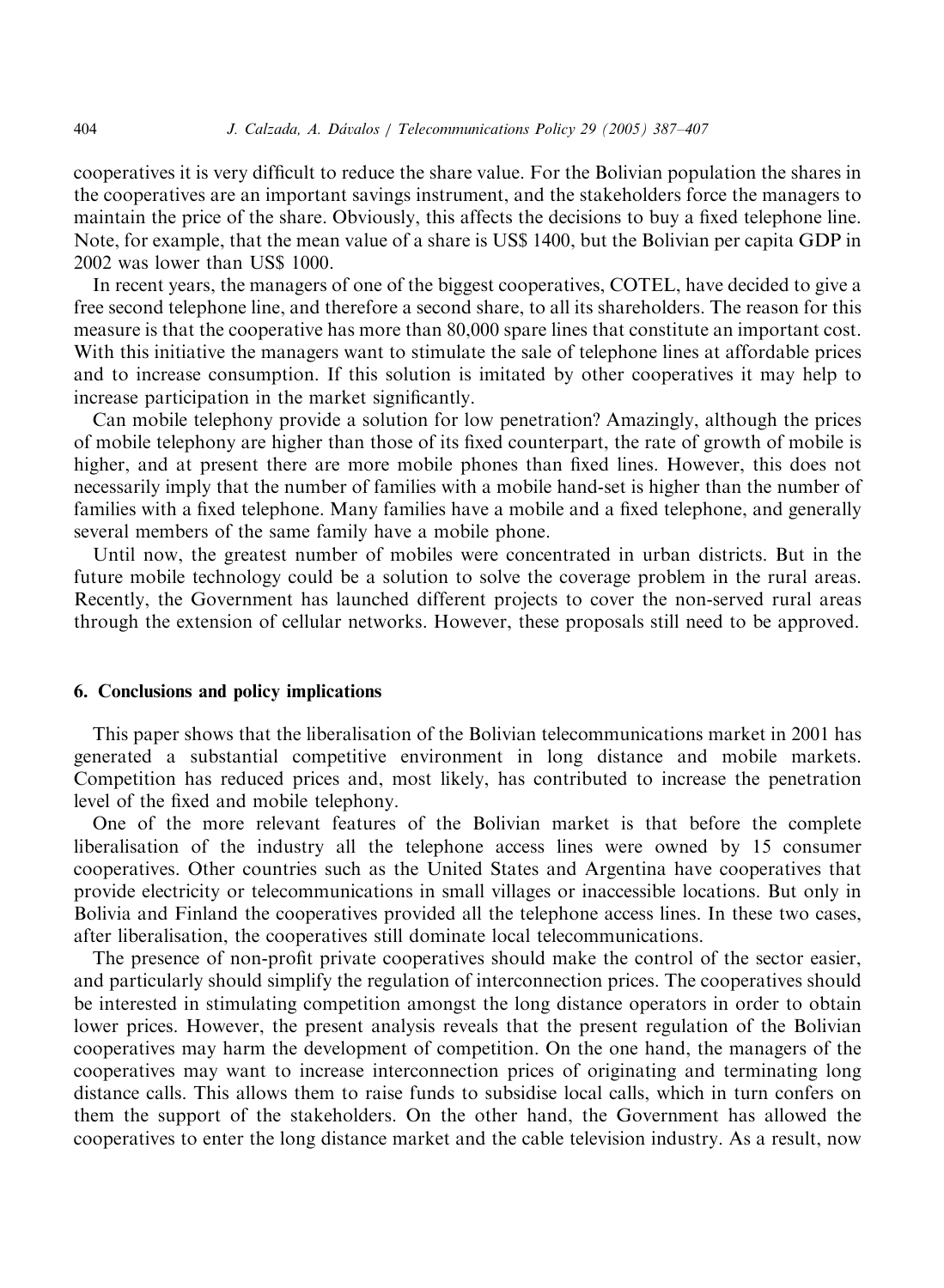cooperatives it is very difficult to reduce the share value. For the Bolivian population the shares in the cooperatives are an important savings instrument, and the stakeholders force the managers to maintain the price of the share. Obviously, this affects the decisions to buy a fixed telephone line. Note, for example, that the mean value of a share is US$ 1400, but the Bolivian per capita GDP in 2002 was lower than US$ 1000.

In recent years, the managers of one of the biggest cooperatives, COTEL, have decided to give a free second telephone line, and therefore a second share, to all its shareholders. The reason for this measure is that the cooperative has more than 80,000 spare lines that constitute an important cost. With this initiative the managers want to stimulate the sale of telephone lines at affordable prices and to increase consumption. If this solution is imitated by other cooperatives it may help to increase participation in the market significantly.

Can mobile telephony provide a solution for low penetration? Amazingly, although the prices of mobile telephony are higher than those of its fixed counterpart, the rate of growth of mobile is higher, and at present there are more mobile phones than fixed lines. However, this does not necessarily imply that the number of families with a mobile hand-set is higher than the number of families with a fixed telephone. Many families have a mobile and a fixed telephone, and generally several members of the same family have a mobile phone.

Until now, the greatest number of mobiles were concentrated in urban districts. But in the future mobile technology could be a solution to solve the coverage problem in the rural areas. Recently, the Government has launched different projects to cover the non-served rural areas through the extension of cellular networks. However, these proposals still need to be approved.

## 6. Conclusions and policy implications

This paper shows that the liberalisation of the Bolivian telecommunications market in 2001 has generated a substantial competitive environment in long distance and mobile markets. Competition has reduced prices and, most likely, has contributed to increase the penetration level of the fixed and mobile telephony.

One of the more relevant features of the Bolivian market is that before the complete liberalisation of the industry all the telephone access lines were owned by 15 consumer cooperatives. Other countries such as the United States and Argentina have cooperatives that provide electricity or telecommunications in small villages or inaccessible locations. But only in Bolivia and Finland the cooperatives provided all the telephone access lines. In these two cases, after liberalisation, the cooperatives still dominate local telecommunications.

The presence of non-profit private cooperatives should make the control of the sector easier, and particularly should simplify the regulation of interconnection prices. The cooperatives should be interested in stimulating competition amongst the long distance operators in order to obtain lower prices. However, the present analysis reveals that the present regulation of the Bolivian cooperatives may harm the development of competition. On the one hand, the managers of the cooperatives may want to increase interconnection prices of originating and terminating long distance calls. This allows them to raise funds to subsidise local calls, which in turn confers on them the support of the stakeholders. On the other hand, the Government has allowed the cooperatives to enter the long distance market and the cable television industry. As a result, now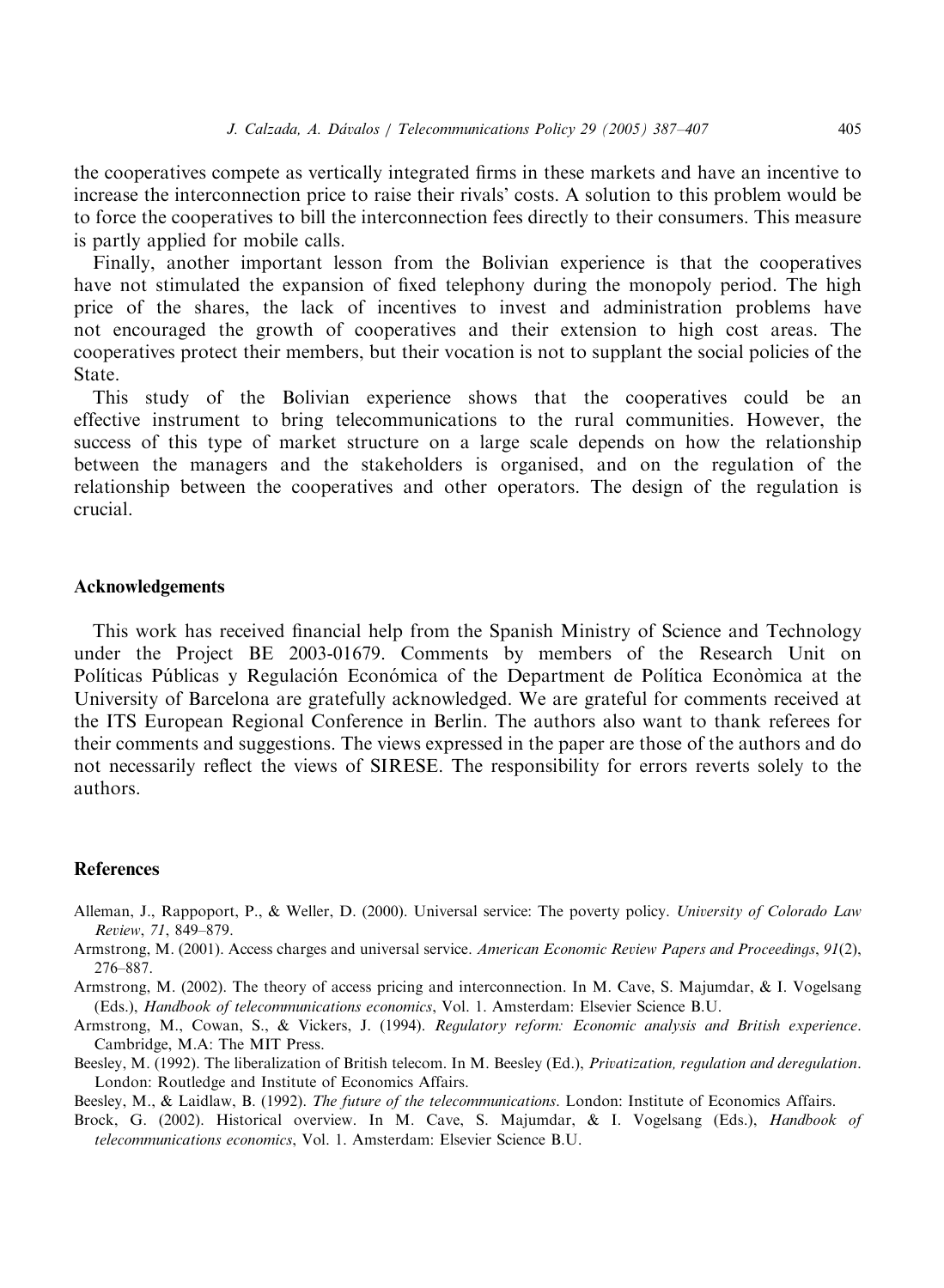the cooperatives compete as vertically integrated firms in these markets and have an incentive to increase the interconnection price to raise their rivals' costs. A solution to this problem would be to force the cooperatives to bill the interconnection fees directly to their consumers. This measure is partly applied for mobile calls.

Finally, another important lesson from the Bolivian experience is that the cooperatives have not stimulated the expansion of fixed telephony during the monopoly period. The high price of the shares, the lack of incentives to invest and administration problems have not encouraged the growth of cooperatives and their extension to high cost areas. The cooperatives protect their members, but their vocation is not to supplant the social policies of the State.

This study of the Bolivian experience shows that the cooperatives could be an effective instrument to bring telecommunications to the rural communities. However, the success of this type of market structure on a large scale depends on how the relationship between the managers and the stakeholders is organised, and on the regulation of the relationship between the cooperatives and other operators. The design of the regulation is crucial.

## Acknowledgements

This work has received financial help from the Spanish Ministry of Science and Technology under the Project BE 2003-01679. Comments by members of the Research Unit on Políticas Públicas y Regulación Económica of the Department de Política Econòmica at the University of Barcelona are gratefully acknowledged. We are grateful for comments received at the ITS European Regional Conference in Berlin. The authors also want to thank referees for their comments and suggestions. The views expressed in the paper are those of the authors and do not necessarily reflect the views of SIRESE. The responsibility for errors reverts solely to the authors.

## References

Alleman, J., Rappoport, P., & Weller, D. (2000). Universal service: The poverty policy. *University of Colorado Law Review*, *71*, 849–879.

Armstrong, M. (2001). Access charges and universal service. *American Economic Review Papers and Proceedings*, *91*(2), 276–887.

Armstrong, M. (2002). The theory of access pricing and interconnection. In M. Cave, S. Majumdar, & I. Vogelsang (Eds.), *Handbook of telecommunications economics*, Vol. 1. Amsterdam: Elsevier Science B.U.

Armstrong, M., Cowan, S., & Vickers, J. (1994). *Regulatory reform: Economic analysis and British experience*. Cambridge, M.A: The MIT Press.

Beesley, M. (1992). The liberalization of British telecom. In M. Beesley (Ed.), *Privatization, regulation and deregulation*. London: Routledge and Institute of Economics Affairs.

Beesley, M., & Laidlaw, B. (1992). *The future of the telecommunications*. London: Institute of Economics Affairs.

Brock, G. (2002). Historical overview. In M. Cave, S. Majumdar, & I. Vogelsang (Eds.), *Handbook of telecommunications economics*, Vol. 1. Amsterdam: Elsevier Science B.U.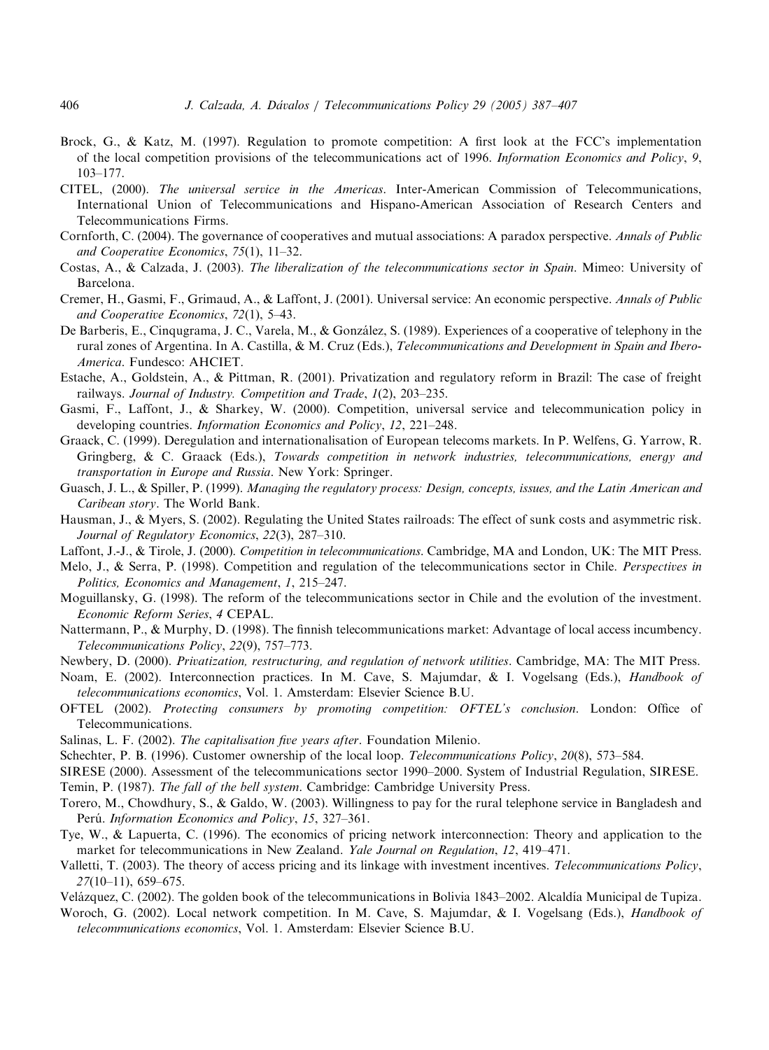Brock, G., & Katz, M. (1997). Regulation to promote competition: A first look at the FCC's implementation of the local competition provisions of the telecommunications act of 1996. *Information Economics and Policy*, *9*, 103–177.

CITEL, (2000). *The universal service in the Americas*. Inter-American Commission of Telecommunications, International Union of Telecommunications and Hispano-American Association of Research Centers and Telecommunications Firms.

Cornforth, C. (2004). The governance of cooperatives and mutual associations: A paradox perspective. *Annals of Public and Cooperative Economics*, *75*(1), 11–32.

Costas, A., & Calzada, J. (2003). *The liberalization of the telecommunications sector in Spain*. Mimeo: University of Barcelona.

Cremer, H., Gasmi, F., Grimaud, A., & Laffont, J. (2001). Universal service: An economic perspective. *Annals of Public and Cooperative Economics*, *72*(1), 5–43.

De Barberis, E., Cinqugrama, J. C., Varela, M., & González, S. (1989). Experiences of a cooperative of telephony in the rural zones of Argentina. In A. Castilla, & M. Cruz (Eds.), *Telecommunications and Development in Spain and Ibero-America*. Fundesco: AHCIET.

Estache, A., Goldstein, A., & Pittman, R. (2001). Privatization and regulatory reform in Brazil: The case of freight railways. *Journal of Industry. Competition and Trade*, *1*(2), 203–235.

Gasmi, F., Laffont, J., & Sharkey, W. (2000). Competition, universal service and telecommunication policy in developing countries. *Information Economics and Policy*, *12*, 221–248.

Graack, C. (1999). Deregulation and internationalisation of European telecoms markets. In P. Welfens, G. Yarrow, R. Gringberg, & C. Graack (Eds.), *Towards competition in network industries, telecommunications, energy and transportation in Europe and Russia*. New York: Springer.

Guasch, J. L., & Spiller, P. (1999). *Managing the regulatory process: Design, concepts, issues, and the Latin American and Caribean story*. The World Bank.

Hausman, J., & Myers, S. (2002). Regulating the United States railroads: The effect of sunk costs and asymmetric risk. *Journal of Regulatory Economics*, *22*(3), 287–310.

Laffont, J.-J., & Tirole, J. (2000). *Competition in telecommunications*. Cambridge, MA and London, UK: The MIT Press.

Melo, J., & Serra, P. (1998). Competition and regulation of the telecommunications sector in Chile. *Perspectives in Politics, Economics and Management*, *1*, 215–247.

Moguillansky, G. (1998). The reform of the telecommunications sector in Chile and the evolution of the investment. *Economic Reform Series*, *4* CEPAL.

Nattermann, P., & Murphy, D. (1998). The finnish telecommunications market: Advantage of local access incumbency. *Telecommunications Policy*, *22*(9), 757–773.

Newbery, D. (2000). *Privatization, restructuring, and regulation of network utilities*. Cambridge, MA: The MIT Press.

Noam, E. (2002). Interconnection practices. In M. Cave, S. Majumdar, & I. Vogelsang (Eds.), *Handbook of telecommunications economics*, Vol. 1. Amsterdam: Elsevier Science B.U.

OFTEL (2002). *Protecting consumers by promoting competition: OFTEL's conclusion*. London: Office of Telecommunications.

Salinas, L. F. (2002). *The capitalisation five years after*. Foundation Milenio.

Schechter, P. B. (1996). Customer ownership of the local loop. *Telecommunications Policy*, *20*(8), 573–584.

SIRESE (2000). Assessment of the telecommunications sector 1990–2000. System of Industrial Regulation, SIRESE.

Temin, P. (1987). *The fall of the bell system*. Cambridge: Cambridge University Press.

Torero, M., Chowdhury, S., & Galdo, W. (2003). Willingness to pay for the rural telephone service in Bangladesh and Perú. *Information Economics and Policy*, *15*, 327–361.

Tye, W., & Lapuerta, C. (1996). The economics of pricing network interconnection: Theory and application to the market for telecommunications in New Zealand. *Yale Journal on Regulation*, *12*, 419–471.

Valletti, T. (2003). The theory of access pricing and its linkage with investment incentives. *Telecommunications Policy*, *27*(10–11), 659–675.

Velázquez, C. (2002). The golden book of the telecommunications in Bolivia 1843–2002. Alcaldía Municipal de Tupiza.

Woroch, G. (2002). Local network competition. In M. Cave, S. Majumdar, & I. Vogelsang (Eds.), *Handbook of telecommunications economics*, Vol. 1. Amsterdam: Elsevier Science B.U.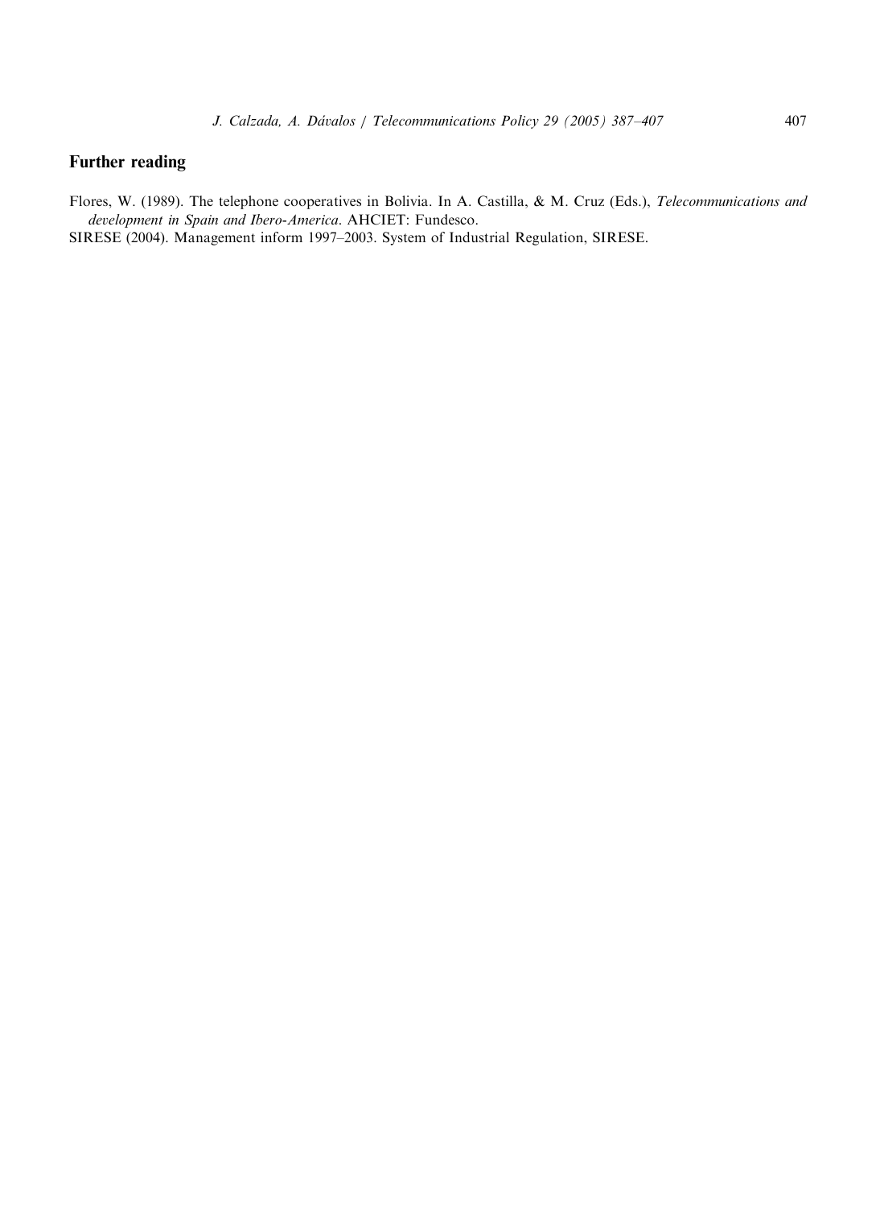## Further reading

Flores, W. (1989). The telephone cooperatives in Bolivia. In A. Castilla, & M. Cruz (Eds.), *Telecommunications and development in Spain and Ibero-America*. AHCIET: Fundesco.

SIRESE (2004). Management inform 1997–2003. System of Industrial Regulation, SIRESE.